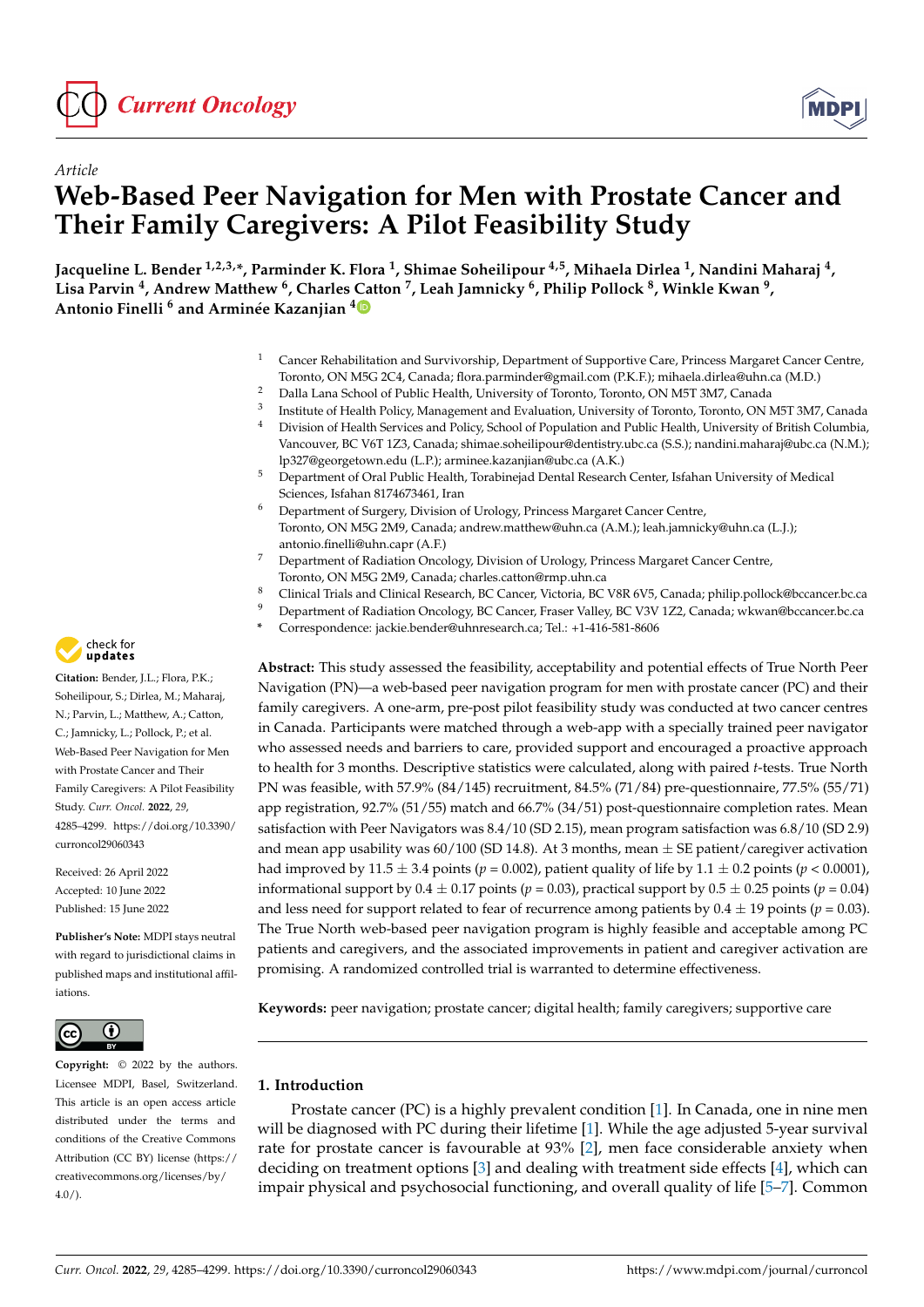Article

# Web-Based Peer Navigation for Men with Prostate Cancer and Their Family Caregivers: A Pilot Feasibility Study

**Jacqueline L. Bender [1,2,3,*], Parminder K. Flora [1], Shimae Soheilipour [4,5], Mihaela Dirlea [1], Nandini Maharaj [4], Lisa Parvin [4], Andrew Matthew [6], Charles Catton [7], Leah Jamnicky [6], Philip Pollock [8], Winkle Kwan [9], Antonio Finelli [6] and Arminée Kazanjian [4]**

[1] Cancer Rehabilitation and Survivorship, Department of Supportive Care, Princess Margaret Cancer Centre, Toronto, ON M5G 2C4, Canada; flora.parminder@gmail.com (P.K.F.); mihaela.dirlea@uhn.ca (M.D.)
[2] Dalla Lana School of Public Health, University of Toronto, Toronto, ON M5T 3M7, Canada
[3] Institute of Health Policy, Management and Evaluation, University of Toronto, Toronto, ON M5T 3M7, Canada
[4] Division of Health Services and Policy, School of Population and Public Health, University of British Columbia, Vancouver, BC V6T 1Z3, Canada; shimae.soheilipour@dentistry.ubc.ca (S.S.); nandini.maharaj@ubc.ca (N.M.); lp327@georgetown.edu (L.P.); arminee.kazanjian@ubc.ca (A.K.)
[5] Department of Oral Public Health, Torabinejad Dental Research Center, Isfahan University of Medical Sciences, Isfahan 8174673461, Iran
[6] Department of Surgery, Division of Urology, Princess Margaret Cancer Centre, Toronto, ON M5G 2M9, Canada; andrew.matthew@uhn.ca (A.M.); leah.jamnicky@uhn.ca (L.J.); antonio.finelli@uhn.capr (A.F.)
[7] Department of Radiation Oncology, Division of Urology, Princess Margaret Cancer Centre, Toronto, ON M5G 2M9, Canada; charles.catton@rmp.uhn.ca
[8] Clinical Trials and Clinical Research, BC Cancer, Victoria, BC V8R 6V5, Canada; philip.pollock@bccancer.bc.ca
[9] Department of Radiation Oncology, BC Cancer, Fraser Valley, BC V3V 1Z2, Canada; wkwan@bccancer.bc.ca
* Correspondence: jackie.bender@uhnresearch.ca; Tel.: +1-416-581-8606

**Citation:** Bender, J.L.; Flora, P.K.; Soheilipour, S.; Dirlea, M.; Maharaj, N.; Parvin, L.; Matthew, A.; Catton, C.; Jamnicky, L.; Pollock, P.; et al. Web-Based Peer Navigation for Men with Prostate Cancer and Their Family Caregivers: A Pilot Feasibility Study. *Curr. Oncol.* **2022**, *29*, 4285–4299. https://doi.org/10.3390/curroncol29060343

Received: 26 April 2022
Accepted: 10 June 2022
Published: 15 June 2022

**Publisher's Note:** MDPI stays neutral with regard to jurisdictional claims in published maps and institutional affiliations.

**Copyright:** © 2022 by the authors. Licensee MDPI, Basel, Switzerland. This article is an open access article distributed under the terms and conditions of the Creative Commons Attribution (CC BY) license (https://creativecommons.org/licenses/by/4.0/).

**Abstract:** This study assessed the feasibility, acceptability and potential effects of True North Peer Navigation (PN)—a web-based peer navigation program for men with prostate cancer (PC) and their family caregivers. A one-arm, pre-post pilot feasibility study was conducted at two cancer centres in Canada. Participants were matched through a web-app with a specially trained peer navigator who assessed needs and barriers to care, provided support and encouraged a proactive approach to health for 3 months. Descriptive statistics were calculated, along with paired *t*-tests. True North PN was feasible, with 57.9% (84/145) recruitment, 84.5% (71/84) pre-questionnaire, 77.5% (55/71) app registration, 92.7% (51/55) match and 66.7% (34/51) post-questionnaire completion rates. Mean satisfaction with Peer Navigators was 8.4/10 (SD 2.15), mean program satisfaction was 6.8/10 (SD 2.9) and mean app usability was 60/100 (SD 14.8). At 3 months, mean ± SE patient/caregiver activation had improved by 11.5 ± 3.4 points ($p = 0.002$), patient quality of life by 1.1 ± 0.2 points ($p < 0.0001$), informational support by 0.4 ± 0.17 points ($p = 0.03$), practical support by 0.5 ± 0.25 points ($p = 0.04$) and less need for support related to fear of recurrence among patients by 0.4 ± 19 points ($p = 0.03$). The True North web-based peer navigation program is highly feasible and acceptable among PC patients and caregivers, and the associated improvements in patient and caregiver activation are promising. A randomized controlled trial is warranted to determine effectiveness.

**Keywords:** peer navigation; prostate cancer; digital health; family caregivers; supportive care

## 1. Introduction

Prostate cancer (PC) is a highly prevalent condition [1]. In Canada, one in nine men will be diagnosed with PC during their lifetime [1]. While the age adjusted 5-year survival rate for prostate cancer is favourable at 93% [2], men face considerable anxiety when deciding on treatment options [3] and dealing with treatment side effects [4], which can impair physical and psychosocial functioning, and overall quality of life [5–7]. Common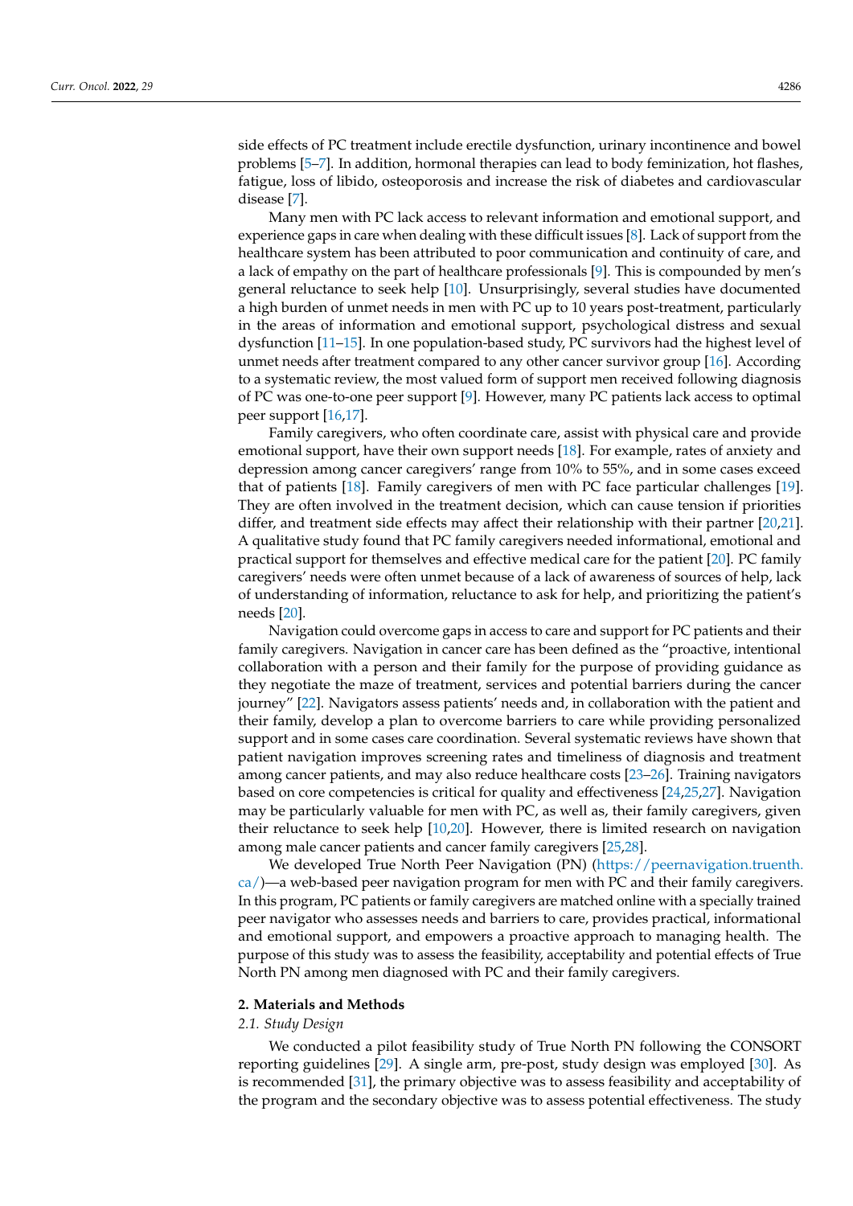side effects of PC treatment include erectile dysfunction, urinary incontinence and bowel problems [5–7]. In addition, hormonal therapies can lead to body feminization, hot flashes, fatigue, loss of libido, osteoporosis and increase the risk of diabetes and cardiovascular disease [7].

Many men with PC lack access to relevant information and emotional support, and experience gaps in care when dealing with these difficult issues [8]. Lack of support from the healthcare system has been attributed to poor communication and continuity of care, and a lack of empathy on the part of healthcare professionals [9]. This is compounded by men's general reluctance to seek help [10]. Unsurprisingly, several studies have documented a high burden of unmet needs in men with PC up to 10 years post-treatment, particularly in the areas of information and emotional support, psychological distress and sexual dysfunction [11–15]. In one population-based study, PC survivors had the highest level of unmet needs after treatment compared to any other cancer survivor group [16]. According to a systematic review, the most valued form of support men received following diagnosis of PC was one-to-one peer support [9]. However, many PC patients lack access to optimal peer support [16,17].

Family caregivers, who often coordinate care, assist with physical care and provide emotional support, have their own support needs [18]. For example, rates of anxiety and depression among cancer caregivers' range from 10% to 55%, and in some cases exceed that of patients [18]. Family caregivers of men with PC face particular challenges [19]. They are often involved in the treatment decision, which can cause tension if priorities differ, and treatment side effects may affect their relationship with their partner [20,21]. A qualitative study found that PC family caregivers needed informational, emotional and practical support for themselves and effective medical care for the patient [20]. PC family caregivers' needs were often unmet because of a lack of awareness of sources of help, lack of understanding of information, reluctance to ask for help, and prioritizing the patient's needs [20].

Navigation could overcome gaps in access to care and support for PC patients and their family caregivers. Navigation in cancer care has been defined as the "proactive, intentional collaboration with a person and their family for the purpose of providing guidance as they negotiate the maze of treatment, services and potential barriers during the cancer journey" [22]. Navigators assess patients' needs and, in collaboration with the patient and their family, develop a plan to overcome barriers to care while providing personalized support and in some cases care coordination. Several systematic reviews have shown that patient navigation improves screening rates and timeliness of diagnosis and treatment among cancer patients, and may also reduce healthcare costs [23–26]. Training navigators based on core competencies is critical for quality and effectiveness [24,25,27]. Navigation may be particularly valuable for men with PC, as well as, their family caregivers, given their reluctance to seek help [10,20]. However, there is limited research on navigation among male cancer patients and cancer family caregivers [25,28].

We developed True North Peer Navigation (PN) (https://peernavigation.truenth.ca/)—a web-based peer navigation program for men with PC and their family caregivers. In this program, PC patients or family caregivers are matched online with a specially trained peer navigator who assesses needs and barriers to care, provides practical, informational and emotional support, and empowers a proactive approach to managing health. The purpose of this study was to assess the feasibility, acceptability and potential effects of True North PN among men diagnosed with PC and their family caregivers.

## 2. Materials and Methods

### *2.1. Study Design*

We conducted a pilot feasibility study of True North PN following the CONSORT reporting guidelines [29]. A single arm, pre-post, study design was employed [30]. As is recommended [31], the primary objective was to assess feasibility and acceptability of the program and the secondary objective was to assess potential effectiveness. The study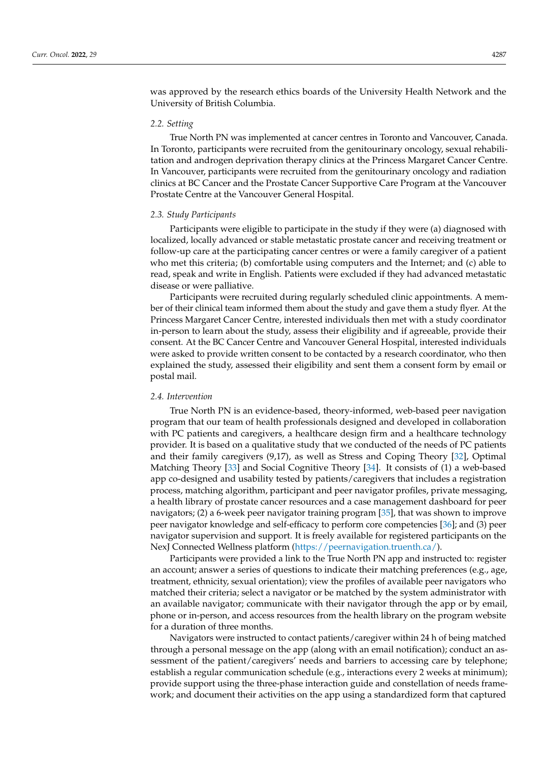was approved by the research ethics boards of the University Health Network and the University of British Columbia.

### 2.2. Setting

True North PN was implemented at cancer centres in Toronto and Vancouver, Canada. In Toronto, participants were recruited from the genitourinary oncology, sexual rehabilitation and androgen deprivation therapy clinics at the Princess Margaret Cancer Centre. In Vancouver, participants were recruited from the genitourinary oncology and radiation clinics at BC Cancer and the Prostate Cancer Supportive Care Program at the Vancouver Prostate Centre at the Vancouver General Hospital.

### 2.3. Study Participants

Participants were eligible to participate in the study if they were (a) diagnosed with localized, locally advanced or stable metastatic prostate cancer and receiving treatment or follow-up care at the participating cancer centres or were a family caregiver of a patient who met this criteria; (b) comfortable using computers and the Internet; and (c) able to read, speak and write in English. Patients were excluded if they had advanced metastatic disease or were palliative.

Participants were recruited during regularly scheduled clinic appointments. A member of their clinical team informed them about the study and gave them a study flyer. At the Princess Margaret Cancer Centre, interested individuals then met with a study coordinator in-person to learn about the study, assess their eligibility and if agreeable, provide their consent. At the BC Cancer Centre and Vancouver General Hospital, interested individuals were asked to provide written consent to be contacted by a research coordinator, who then explained the study, assessed their eligibility and sent them a consent form by email or postal mail.

### 2.4. Intervention

True North PN is an evidence-based, theory-informed, web-based peer navigation program that our team of health professionals designed and developed in collaboration with PC patients and caregivers, a healthcare design firm and a healthcare technology provider. It is based on a qualitative study that we conducted of the needs of PC patients and their family caregivers (9,17), as well as Stress and Coping Theory [32], Optimal Matching Theory [33] and Social Cognitive Theory [34]. It consists of (1) a web-based app co-designed and usability tested by patients/caregivers that includes a registration process, matching algorithm, participant and peer navigator profiles, private messaging, a health library of prostate cancer resources and a case management dashboard for peer navigators; (2) a 6-week peer navigator training program [35], that was shown to improve peer navigator knowledge and self-efficacy to perform core competencies [36]; and (3) peer navigator supervision and support. It is freely available for registered participants on the NexJ Connected Wellness platform (https://peernavigation.truenth.ca/).

Participants were provided a link to the True North PN app and instructed to: register an account; answer a series of questions to indicate their matching preferences (e.g., age, treatment, ethnicity, sexual orientation); view the profiles of available peer navigators who matched their criteria; select a navigator or be matched by the system administrator with an available navigator; communicate with their navigator through the app or by email, phone or in-person, and access resources from the health library on the program website for a duration of three months.

Navigators were instructed to contact patients/caregiver within 24 h of being matched through a personal message on the app (along with an email notification); conduct an assessment of the patient/caregivers' needs and barriers to accessing care by telephone; establish a regular communication schedule (e.g., interactions every 2 weeks at minimum); provide support using the three-phase interaction guide and constellation of needs framework; and document their activities on the app using a standardized form that captured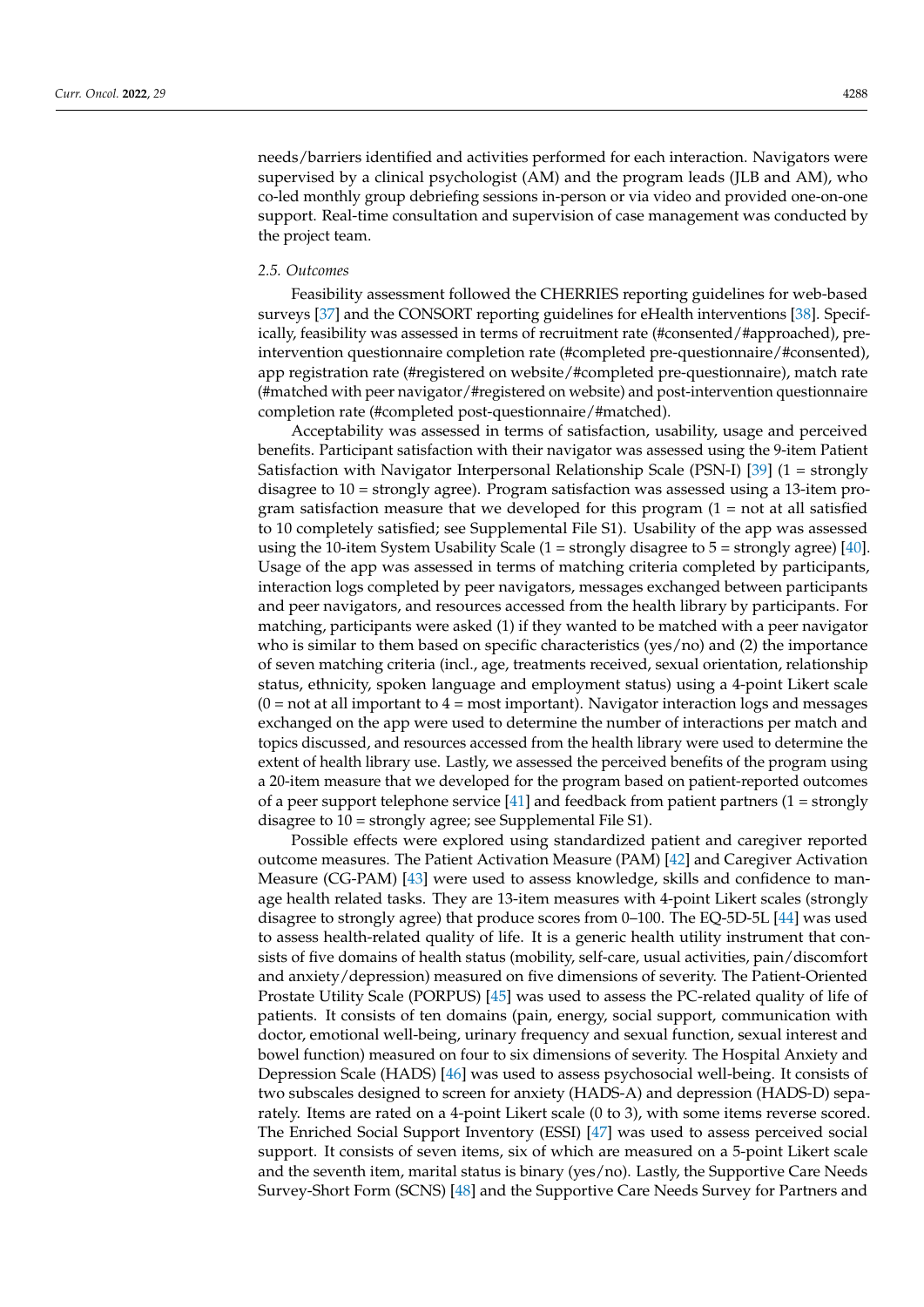needs/barriers identified and activities performed for each interaction. Navigators were supervised by a clinical psychologist (AM) and the program leads (JLB and AM), who co-led monthly group debriefing sessions in-person or via video and provided one-on-one support. Real-time consultation and supervision of case management was conducted by the project team.

### 2.5. Outcomes

Feasibility assessment followed the CHERRIES reporting guidelines for web-based surveys [37] and the CONSORT reporting guidelines for eHealth interventions [38]. Specifically, feasibility was assessed in terms of recruitment rate (#consented/#approached), pre-intervention questionnaire completion rate (#completed pre-questionnaire/#consented), app registration rate (#registered on website/#completed pre-questionnaire), match rate (#matched with peer navigator/#registered on website) and post-intervention questionnaire completion rate (#completed post-questionnaire/#matched).

Acceptability was assessed in terms of satisfaction, usability, usage and perceived benefits. Participant satisfaction with their navigator was assessed using the 9-item Patient Satisfaction with Navigator Interpersonal Relationship Scale (PSN-I) [39] (1 = strongly disagree to 10 = strongly agree). Program satisfaction was assessed using a 13-item program satisfaction measure that we developed for this program (1 = not at all satisfied to 10 completely satisfied; see Supplemental File S1). Usability of the app was assessed using the 10-item System Usability Scale (1 = strongly disagree to 5 = strongly agree) [40]. Usage of the app was assessed in terms of matching criteria completed by participants, interaction logs completed by peer navigators, messages exchanged between participants and peer navigators, and resources accessed from the health library by participants. For matching, participants were asked (1) if they wanted to be matched with a peer navigator who is similar to them based on specific characteristics (yes/no) and (2) the importance of seven matching criteria (incl., age, treatments received, sexual orientation, relationship status, ethnicity, spoken language and employment status) using a 4-point Likert scale (0 = not at all important to 4 = most important). Navigator interaction logs and messages exchanged on the app were used to determine the number of interactions per match and topics discussed, and resources accessed from the health library were used to determine the extent of health library use. Lastly, we assessed the perceived benefits of the program using a 20-item measure that we developed for the program based on patient-reported outcomes of a peer support telephone service [41] and feedback from patient partners (1 = strongly disagree to 10 = strongly agree; see Supplemental File S1).

Possible effects were explored using standardized patient and caregiver reported outcome measures. The Patient Activation Measure (PAM) [42] and Caregiver Activation Measure (CG-PAM) [43] were used to assess knowledge, skills and confidence to manage health related tasks. They are 13-item measures with 4-point Likert scales (strongly disagree to strongly agree) that produce scores from 0–100. The EQ-5D-5L [44] was used to assess health-related quality of life. It is a generic health utility instrument that consists of five domains of health status (mobility, self-care, usual activities, pain/discomfort and anxiety/depression) measured on five dimensions of severity. The Patient-Oriented Prostate Utility Scale (PORPUS) [45] was used to assess the PC-related quality of life of patients. It consists of ten domains (pain, energy, social support, communication with doctor, emotional well-being, urinary frequency and sexual function, sexual interest and bowel function) measured on four to six dimensions of severity. The Hospital Anxiety and Depression Scale (HADS) [46] was used to assess psychosocial well-being. It consists of two subscales designed to screen for anxiety (HADS-A) and depression (HADS-D) separately. Items are rated on a 4-point Likert scale (0 to 3), with some items reverse scored. The Enriched Social Support Inventory (ESSI) [47] was used to assess perceived social support. It consists of seven items, six of which are measured on a 5-point Likert scale and the seventh item, marital status is binary (yes/no). Lastly, the Supportive Care Needs Survey-Short Form (SCNS) [48] and the Supportive Care Needs Survey for Partners and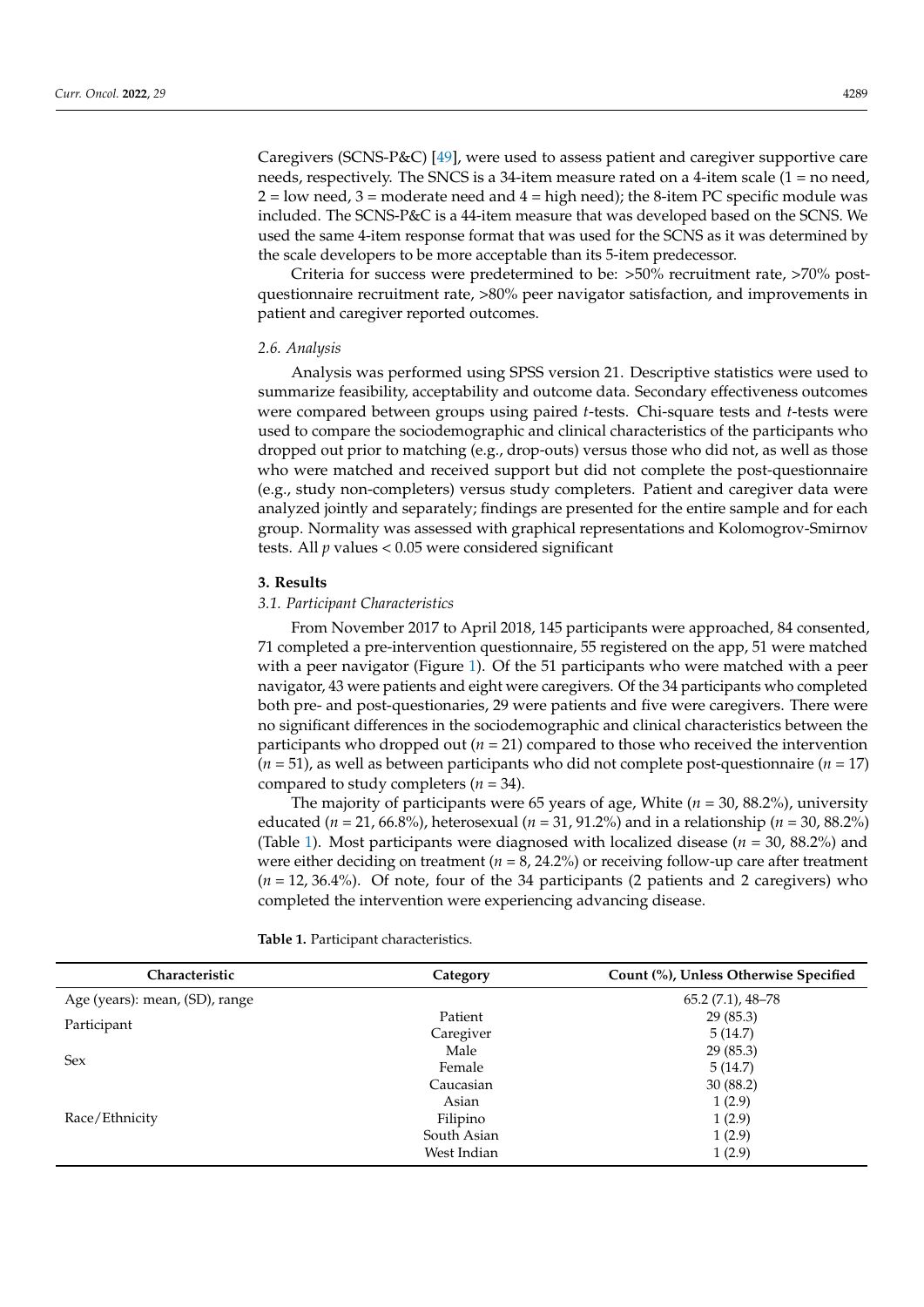Caregivers (SCNS-P&C) [49], were used to assess patient and caregiver supportive care needs, respectively. The SNCS is a 34-item measure rated on a 4-item scale (1 = no need, 2 = low need, 3 = moderate need and 4 = high need); the 8-item PC specific module was included. The SCNS-P&C is a 44-item measure that was developed based on the SCNS. We used the same 4-item response format that was used for the SCNS as it was determined by the scale developers to be more acceptable than its 5-item predecessor.

Criteria for success were predetermined to be: >50% recruitment rate, >70% post-questionnaire recruitment rate, >80% peer navigator satisfaction, and improvements in patient and caregiver reported outcomes.

### *2.6. Analysis*

Analysis was performed using SPSS version 21. Descriptive statistics were used to summarize feasibility, acceptability and outcome data. Secondary effectiveness outcomes were compared between groups using paired *t*-tests. Chi-square tests and *t*-tests were used to compare the sociodemographic and clinical characteristics of the participants who dropped out prior to matching (e.g., drop-outs) versus those who did not, as well as those who were matched and received support but did not complete the post-questionnaire (e.g., study non-completers) versus study completers. Patient and caregiver data were analyzed jointly and separately; findings are presented for the entire sample and for each group. Normality was assessed with graphical representations and Kolomogrov-Smirnov tests. All $p$ values < 0.05 were considered significant

## 3. Results

### *3.1. Participant Characteristics*

From November 2017 to April 2018, 145 participants were approached, 84 consented, 71 completed a pre-intervention questionnaire, 55 registered on the app, 51 were matched with a peer navigator (Figure 1). Of the 51 participants who were matched with a peer navigator, 43 were patients and eight were caregivers. Of the 34 participants who completed both pre- and post-questionaries, 29 were patients and five were caregivers. There were no significant differences in the sociodemographic and clinical characteristics between the participants who dropped out ($n$ = 21) compared to those who received the intervention ($n$ = 51), as well as between participants who did not complete post-questionnaire ($n$ = 17) compared to study completers ($n$ = 34).

The majority of participants were 65 years of age, White ($n$ = 30, 88.2%), university educated ($n$ = 21, 66.8%), heterosexual ($n$ = 31, 91.2%) and in a relationship ($n$ = 30, 88.2%) (Table 1). Most participants were diagnosed with localized disease ($n$ = 30, 88.2%) and were either deciding on treatment ($n$ = 8, 24.2%) or receiving follow-up care after treatment ($n$ = 12, 36.4%). Of note, four of the 34 participants (2 patients and 2 caregivers) who completed the intervention were experiencing advancing disease.

**Table 1.** Participant characteristics.

| Characteristic | Category | Count (%), Unless Otherwise Specified |
|---|---|---|
| Age (years): mean, (SD), range | | 65.2 (7.1), 48–78 |
| Participant | Patient | 29 (85.3) |
| | Caregiver | 5 (14.7) |
| Sex | Male | 29 (85.3) |
| | Female | 5 (14.7) |
| Race/Ethnicity | Caucasian | 30 (88.2) |
| | Asian | 1 (2.9) |
| | Filipino | 1 (2.9) |
| | South Asian | 1 (2.9) |
| | West Indian | 1 (2.9) |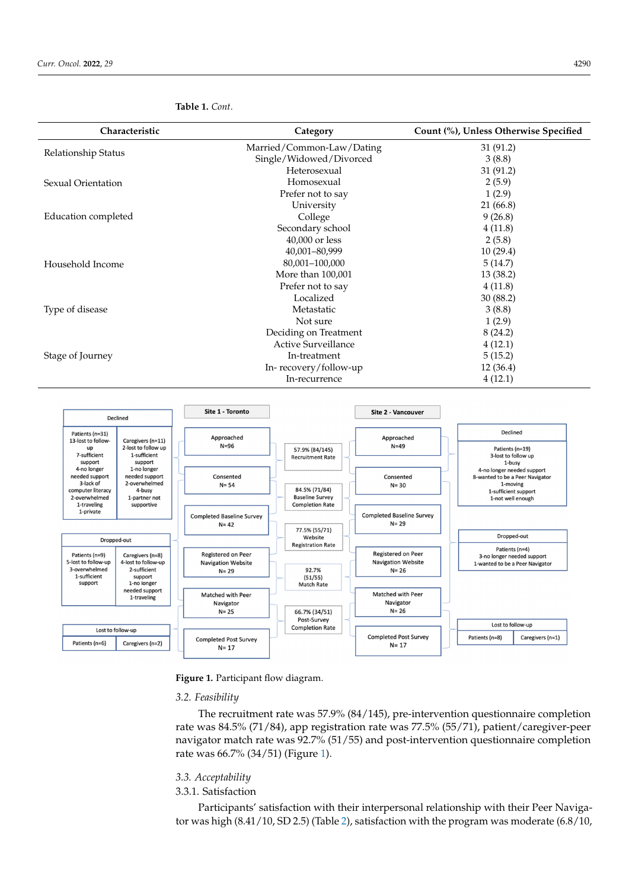**Table 1.** *Cont.*

| Characteristic | Category | Count (%), Unless Otherwise Specified |
|---|---|---|
| Relationship Status | Married/Common-Law/Dating | 31 (91.2) |
| | Single/Widowed/Divorced | 3 (8.8) |
| Sexual Orientation | Heterosexual | 31 (91.2) |
| | Homosexual | 2 (5.9) |
| | Prefer not to say | 1 (2.9) |
| Education completed | University | 21 (66.8) |
| | College | 9 (26.8) |
| | Secondary school | 4 (11.8) |
| Household Income | 40,000 or less | 2 (5.8) |
| | 40,001–80,999 | 10 (29.4) |
| | 80,001–100,000 | 5 (14.7) |
| | More than 100,001 | 13 (38.2) |
| | Prefer not to say | 4 (11.8) |
| Type of disease | Localized | 30 (88.2) |
| | Metastatic | 3 (8.8) |
| | Not sure | 1 (2.9) |
| Stage of Journey | Deciding on Treatment | 8 (24.2) |
| | Active Surveillance | 4 (12.1) |
| | In-treatment | 5 (15.2) |
| | In- recovery/follow-up | 12 (36.4) |
| | In-recurrence | 4 (12.1) |

**Figure 1.** Participant flow diagram.

### 3.2. Feasibility

The recruitment rate was 57.9% (84/145), pre-intervention questionnaire completion rate was 84.5% (71/84), app registration rate was 77.5% (55/71), patient/caregiver-peer navigator match rate was 92.7% (51/55) and post-intervention questionnaire completion rate was 66.7% (34/51) (Figure 1).

### 3.3. Acceptability

#### 3.3.1. Satisfaction

Participants' satisfaction with their interpersonal relationship with their Peer Navigator was high (8.41/10, SD 2.5) (Table 2), satisfaction with the program was moderate (6.8/10,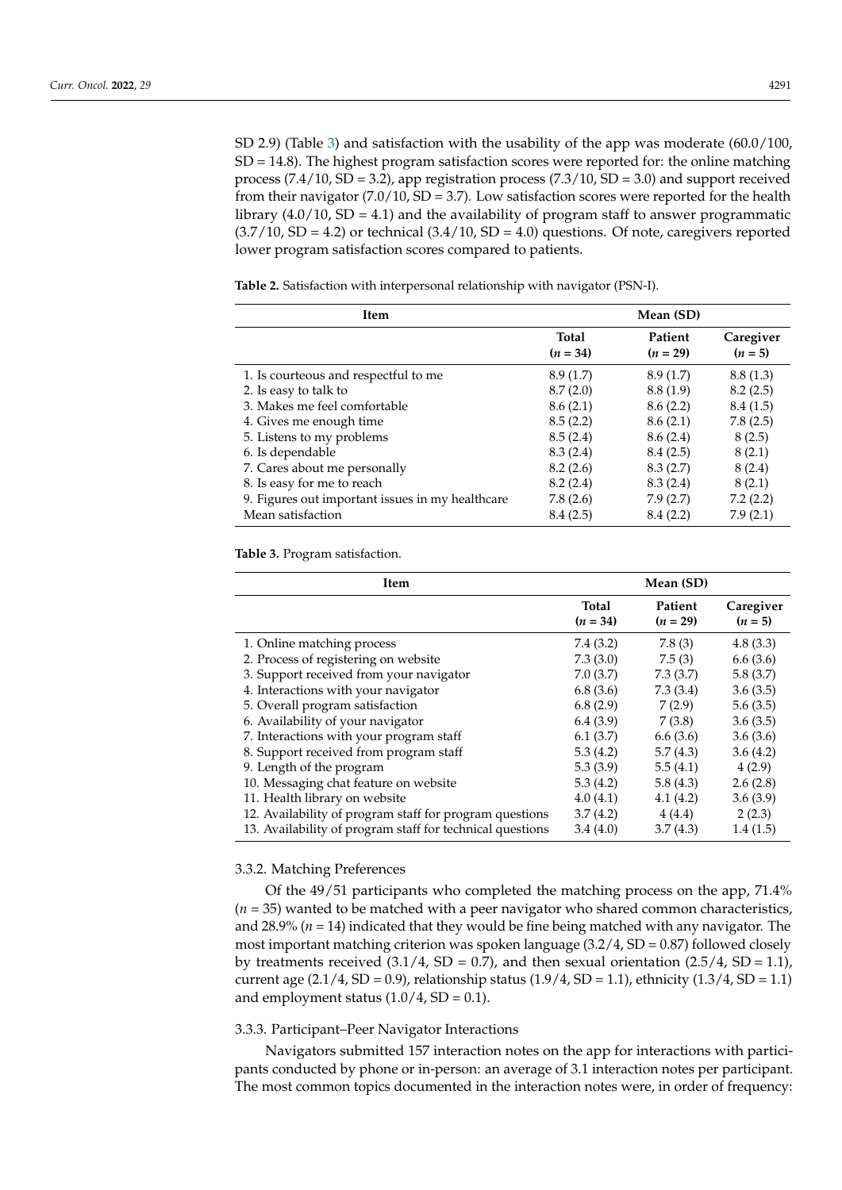SD 2.9) (Table 3) and satisfaction with the usability of the app was moderate (60.0/100, SD = 14.8). The highest program satisfaction scores were reported for: the online matching process (7.4/10, SD = 3.2), app registration process (7.3/10, SD = 3.0) and support received from their navigator (7.0/10, SD = 3.7). Low satisfaction scores were reported for the health library (4.0/10, SD = 4.1) and the availability of program staff to answer programmatic (3.7/10, SD = 4.2) or technical (3.4/10, SD = 4.0) questions. Of note, caregivers reported lower program satisfaction scores compared to patients.

**Table 2.** Satisfaction with interpersonal relationship with navigator (PSN-I).

| Item | Mean (SD) | | |
|---|---|---|---|
| | Total ($n$ = 34) | Patient ($n$ = 29) | Caregiver ($n$ = 5) |
| 1. Is courteous and respectful to me | 8.9 (1.7) | 8.9 (1.7) | 8.8 (1.3) |
| 2. Is easy to talk to | 8.7 (2.0) | 8.8 (1.9) | 8.2 (2.5) |
| 3. Makes me feel comfortable | 8.6 (2.1) | 8.6 (2.2) | 8.4 (1.5) |
| 4. Gives me enough time | 8.5 (2.2) | 8.6 (2.1) | 7.8 (2.5) |
| 5. Listens to my problems | 8.5 (2.4) | 8.6 (2.4) | 8 (2.5) |
| 6. Is dependable | 8.3 (2.4) | 8.4 (2.5) | 8 (2.1) |
| 7. Cares about me personally | 8.2 (2.6) | 8.3 (2.7) | 8 (2.4) |
| 8. Is easy for me to reach | 8.2 (2.4) | 8.3 (2.4) | 8 (2.1) |
| 9. Figures out important issues in my healthcare | 7.8 (2.6) | 7.9 (2.7) | 7.2 (2.2) |
| Mean satisfaction | 8.4 (2.5) | 8.4 (2.2) | 7.9 (2.1) |

**Table 3.** Program satisfaction.

| Item | Mean (SD) | | |
|---|---|---|---|
| | Total ($n$ = 34) | Patient ($n$ = 29) | Caregiver ($n$ = 5) |
| 1. Online matching process | 7.4 (3.2) | 7.8 (3) | 4.8 (3.3) |
| 2. Process of registering on website | 7.3 (3.0) | 7.5 (3) | 6.6 (3.6) |
| 3. Support received from your navigator | 7.0 (3.7) | 7.3 (3.7) | 5.8 (3.7) |
| 4. Interactions with your navigator | 6.8 (3.6) | 7.3 (3.4) | 3.6 (3.5) |
| 5. Overall program satisfaction | 6.8 (2.9) | 7 (2.9) | 5.6 (3.5) |
| 6. Availability of your navigator | 6.4 (3.9) | 7 (3.8) | 3.6 (3.5) |
| 7. Interactions with your program staff | 6.1 (3.7) | 6.6 (3.6) | 3.6 (3.6) |
| 8. Support received from program staff | 5.3 (4.2) | 5.7 (4.3) | 3.6 (4.2) |
| 9. Length of the program | 5.3 (3.9) | 5.5 (4.1) | 4 (2.9) |
| 10. Messaging chat feature on website | 5.3 (4.2) | 5.8 (4.3) | 2.6 (2.8) |
| 11. Health library on website | 4.0 (4.1) | 4.1 (4.2) | 3.6 (3.9) |
| 12. Availability of program staff for program questions | 3.7 (4.2) | 4 (4.4) | 2 (2.3) |
| 13. Availability of program staff for technical questions | 3.4 (4.0) | 3.7 (4.3) | 1.4 (1.5) |

### 3.3.2. Matching Preferences

Of the 49/51 participants who completed the matching process on the app, 71.4% ($n$ = 35) wanted to be matched with a peer navigator who shared common characteristics, and 28.9% ($n$ = 14) indicated that they would be fine being matched with any navigator. The most important matching criterion was spoken language (3.2/4, SD = 0.87) followed closely by treatments received (3.1/4, SD = 0.7), and then sexual orientation (2.5/4, SD = 1.1), current age (2.1/4, SD = 0.9), relationship status (1.9/4, SD = 1.1), ethnicity (1.3/4, SD = 1.1) and employment status (1.0/4, SD = 0.1).

### 3.3.3. Participant–Peer Navigator Interactions

Navigators submitted 157 interaction notes on the app for interactions with participants conducted by phone or in-person: an average of 3.1 interaction notes per participant. The most common topics documented in the interaction notes were, in order of frequency: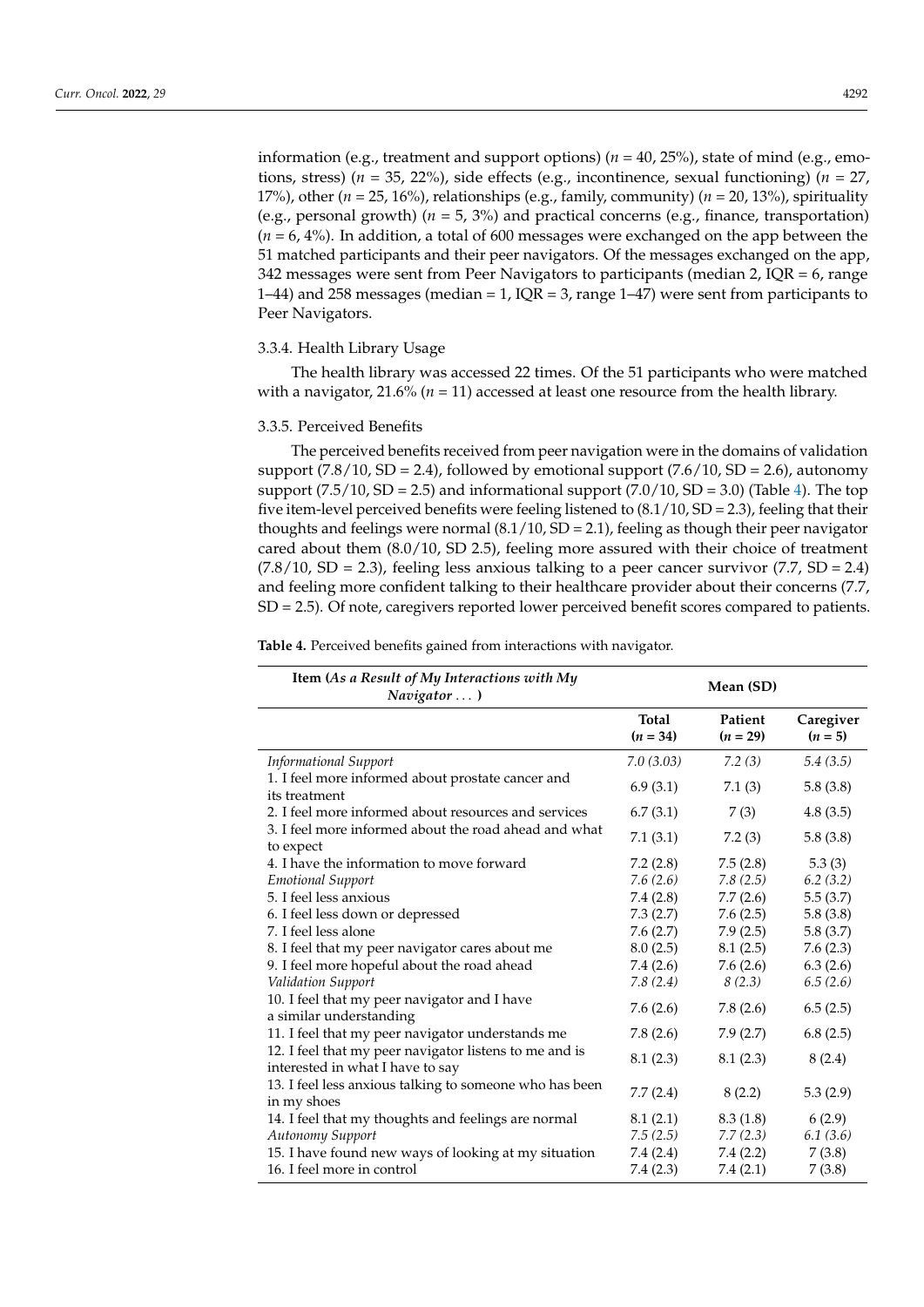information (e.g., treatment and support options) ($n$ = 40, 25%), state of mind (e.g., emotions, stress) ($n$ = 35, 22%), side effects (e.g., incontinence, sexual functioning) ($n$ = 27, 17%), other ($n$ = 25, 16%), relationships (e.g., family, community) ($n$ = 20, 13%), spirituality (e.g., personal growth) ($n$ = 5, 3%) and practical concerns (e.g., finance, transportation) ($n$ = 6, 4%). In addition, a total of 600 messages were exchanged on the app between the 51 matched participants and their peer navigators. Of the messages exchanged on the app, 342 messages were sent from Peer Navigators to participants (median 2, IQR = 6, range 1–44) and 258 messages (median = 1, IQR = 3, range 1–47) were sent from participants to Peer Navigators.

#### 3.3.4. Health Library Usage

The health library was accessed 22 times. Of the 51 participants who were matched with a navigator, 21.6% ($n$ = 11) accessed at least one resource from the health library.

#### 3.3.5. Perceived Benefits

The perceived benefits received from peer navigation were in the domains of validation support (7.8/10, SD = 2.4), followed by emotional support (7.6/10, SD = 2.6), autonomy support (7.5/10, SD = 2.5) and informational support (7.0/10, SD = 3.0) (Table 4). The top five item-level perceived benefits were feeling listened to (8.1/10, SD = 2.3), feeling that their thoughts and feelings were normal (8.1/10, SD = 2.1), feeling as though their peer navigator cared about them (8.0/10, SD 2.5), feeling more assured with their choice of treatment (7.8/10, SD = 2.3), feeling less anxious talking to a peer cancer survivor (7.7, SD = 2.4) and feeling more confident talking to their healthcare provider about their concerns (7.7, SD = 2.5). Of note, caregivers reported lower perceived benefit scores compared to patients.

**Table 4.** Perceived benefits gained from interactions with navigator.

| Item (*As a Result of My Interactions with My Navigator . . .* ) | Mean (SD) | | |
|---|---|---|---|
| | Total ($n$ = 34) | Patient ($n$ = 29) | Caregiver ($n$ = 5) |
| *Informational Support* | *7.0 (3.03)* | *7.2 (3)* | *5.4 (3.5)* |
| 1. I feel more informed about prostate cancer and its treatment | 6.9 (3.1) | 7.1 (3) | 5.8 (3.8) |
| 2. I feel more informed about resources and services | 6.7 (3.1) | 7 (3) | 4.8 (3.5) |
| 3. I feel more informed about the road ahead and what to expect | 7.1 (3.1) | 7.2 (3) | 5.8 (3.8) |
| 4. I have the information to move forward | 7.2 (2.8) | 7.5 (2.8) | 5.3 (3) |
| *Emotional Support* | *7.6 (2.6)* | *7.8 (2.5)* | *6.2 (3.2)* |
| 5. I feel less anxious | 7.4 (2.8) | 7.7 (2.6) | 5.5 (3.7) |
| 6. I feel less down or depressed | 7.3 (2.7) | 7.6 (2.5) | 5.8 (3.8) |
| 7. I feel less alone | 7.6 (2.7) | 7.9 (2.5) | 5.8 (3.7) |
| 8. I feel that my peer navigator cares about me | 8.0 (2.5) | 8.1 (2.5) | 7.6 (2.3) |
| 9. I feel more hopeful about the road ahead | 7.4 (2.6) | 7.6 (2.6) | 6.3 (2.6) |
| *Validation Support* | *7.8 (2.4)* | *8 (2.3)* | *6.5 (2.6)* |
| 10. I feel that my peer navigator and I have a similar understanding | 7.6 (2.6) | 7.8 (2.6) | 6.5 (2.5) |
| 11. I feel that my peer navigator understands me | 7.8 (2.6) | 7.9 (2.7) | 6.8 (2.5) |
| 12. I feel that my peer navigator listens to me and is interested in what I have to say | 8.1 (2.3) | 8.1 (2.3) | 8 (2.4) |
| 13. I feel less anxious talking to someone who has been in my shoes | 7.7 (2.4) | 8 (2.2) | 5.3 (2.9) |
| 14. I feel that my thoughts and feelings are normal | 8.1 (2.1) | 8.3 (1.8) | 6 (2.9) |
| *Autonomy Support* | *7.5 (2.5)* | *7.7 (2.3)* | *6.1 (3.6)* |
| 15. I have found new ways of looking at my situation | 7.4 (2.4) | 7.4 (2.2) | 7 (3.8) |
| 16. I feel more in control | 7.4 (2.3) | 7.4 (2.1) | 7 (3.8) |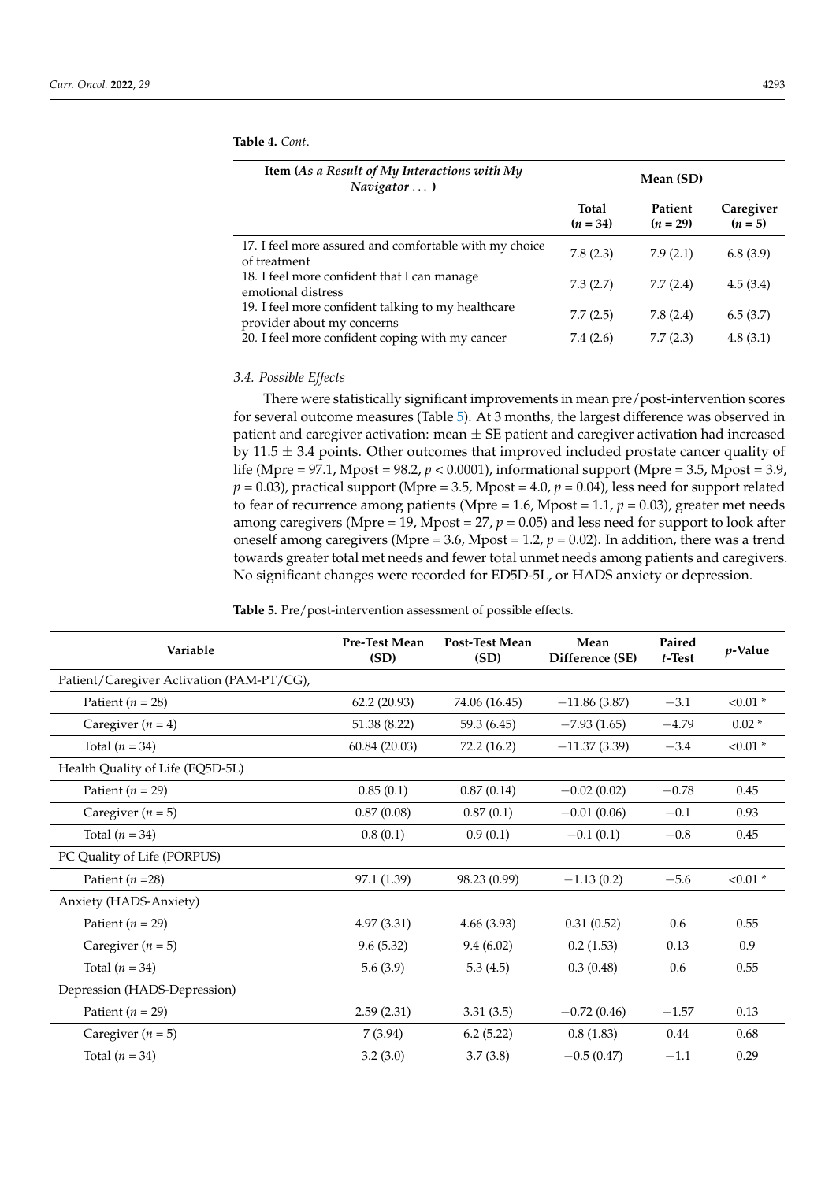**Table 4.** *Cont.*

| Item (*As a Result of My Interactions with My Navigator* ...) | Mean (SD) | | |
|---|---|---|---|
| | Total ($n = 34$) | Patient ($n = 29$) | Caregiver ($n = 5$) |
| 17. I feel more assured and comfortable with my choice of treatment | 7.8 (2.3) | 7.9 (2.1) | 6.8 (3.9) |
| 18. I feel more confident that I can manage emotional distress | 7.3 (2.7) | 7.7 (2.4) | 4.5 (3.4) |
| 19. I feel more confident talking to my healthcare provider about my concerns | 7.7 (2.5) | 7.8 (2.4) | 6.5 (3.7) |
| 20. I feel more confident coping with my cancer | 7.4 (2.6) | 7.7 (2.3) | 4.8 (3.1) |

### *3.4. Possible Effects*

There were statistically significant improvements in mean pre/post-intervention scores for several outcome measures (Table 5). At 3 months, the largest difference was observed in patient and caregiver activation: mean ± SE patient and caregiver activation had increased by 11.5 ± 3.4 points. Other outcomes that improved included prostate cancer quality of life (Mpre = 97.1, Mpost = 98.2, $p < 0.0001$), informational support (Mpre = 3.5, Mpost = 3.9, $p = 0.03$), practical support (Mpre = 3.5, Mpost = 4.0, $p = 0.04$), less need for support related to fear of recurrence among patients (Mpre = 1.6, Mpost = 1.1, $p = 0.03$), greater met needs among caregivers (Mpre = 19, Mpost = 27, $p = 0.05$) and less need for support to look after oneself among caregivers (Mpre = 3.6, Mpost = 1.2, $p = 0.02$). In addition, there was a trend towards greater total met needs and fewer total unmet needs among patients and caregivers. No significant changes were recorded for ED5D-5L, or HADS anxiety or depression.

**Table 5.** Pre/post-intervention assessment of possible effects.

| Variable | Pre-Test Mean (SD) | Post-Test Mean (SD) | Mean Difference (SE) | Paired *t*-Test | *p*-Value |
|---|---|---|---|---|---|
| Patient/Caregiver Activation (PAM-PT/CG), | | | | | |
| Patient ($n = 28$) | 62.2 (20.93) | 74.06 (16.45) | −11.86 (3.87) | −3.1 | <0.01 * |
| Caregiver ($n = 4$) | 51.38 (8.22) | 59.3 (6.45) | −7.93 (1.65) | −4.79 | 0.02 * |
| Total ($n = 34$) | 60.84 (20.03) | 72.2 (16.2) | −11.37 (3.39) | −3.4 | <0.01 * |
| Health Quality of Life (EQ5D-5L) | | | | | |
| Patient ($n = 29$) | 0.85 (0.1) | 0.87 (0.14) | −0.02 (0.02) | −0.78 | 0.45 |
| Caregiver ($n = 5$) | 0.87 (0.08) | 0.87 (0.1) | −0.01 (0.06) | −0.1 | 0.93 |
| Total ($n = 34$) | 0.8 (0.1) | 0.9 (0.1) | −0.1 (0.1) | −0.8 | 0.45 |
| PC Quality of Life (PORPUS) | | | | | |
| Patient ($n = 28$) | 97.1 (1.39) | 98.23 (0.99) | −1.13 (0.2) | −5.6 | <0.01 * |
| Anxiety (HADS-Anxiety) | | | | | |
| Patient ($n = 29$) | 4.97 (3.31) | 4.66 (3.93) | 0.31 (0.52) | 0.6 | 0.55 |
| Caregiver ($n = 5$) | 9.6 (5.32) | 9.4 (6.02) | 0.2 (1.53) | 0.13 | 0.9 |
| Total ($n = 34$) | 5.6 (3.9) | 5.3 (4.5) | 0.3 (0.48) | 0.6 | 0.55 |
| Depression (HADS-Depression) | | | | | |
| Patient ($n = 29$) | 2.59 (2.31) | 3.31 (3.5) | −0.72 (0.46) | −1.57 | 0.13 |
| Caregiver ($n = 5$) | 7 (3.94) | 6.2 (5.22) | 0.8 (1.83) | 0.44 | 0.68 |
| Total ($n = 34$) | 3.2 (3.0) | 3.7 (3.8) | −0.5 (0.47) | −1.1 | 0.29 |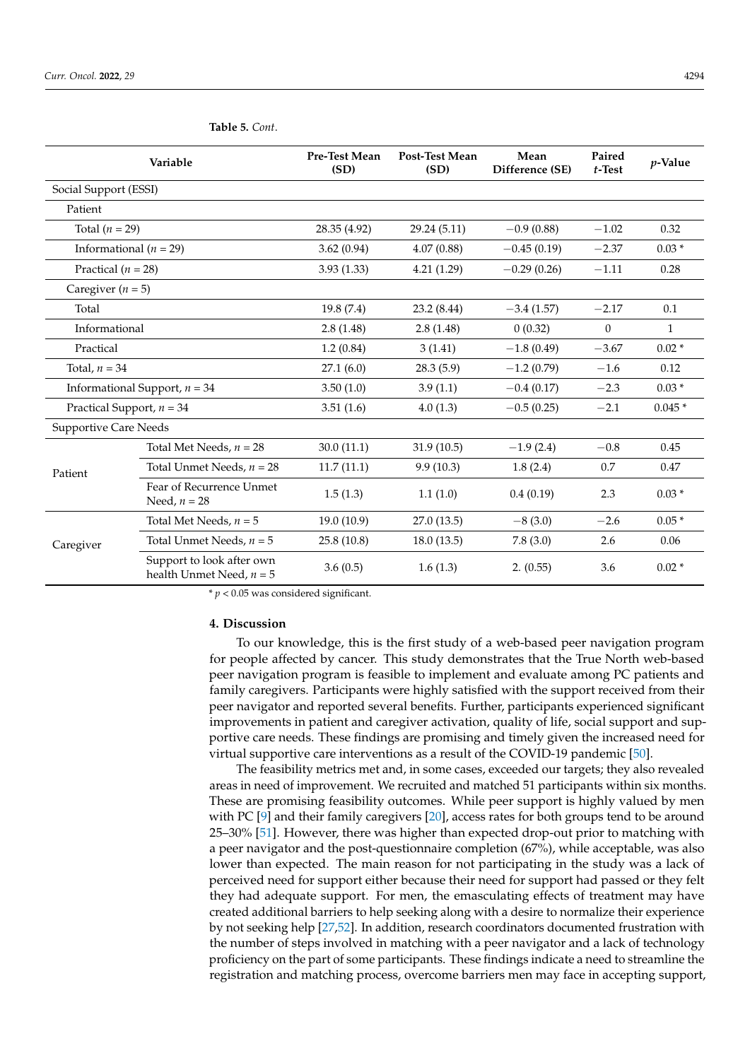**Table 5.** *Cont.*

| Variable | | Pre-Test Mean (SD) | Post-Test Mean (SD) | Mean Difference (SE) | Paired *t*-Test | *p*-Value |
|---|---|---|---|---|---|---|
| Social Support (ESSI) | | | | | | |
| Patient | | | | | | |
| Total ($n$ = 29) | | 28.35 (4.92) | 29.24 (5.11) | −0.9 (0.88) | −1.02 | 0.32 |
| Informational ($n$ = 29) | | 3.62 (0.94) | 4.07 (0.88) | −0.45 (0.19) | −2.37 | 0.03 * |
| Practical ($n$ = 28) | | 3.93 (1.33) | 4.21 (1.29) | −0.29 (0.26) | −1.11 | 0.28 |
| Caregiver ($n$ = 5) | | | | | | |
| Total | | 19.8 (7.4) | 23.2 (8.44) | −3.4 (1.57) | −2.17 | 0.1 |
| Informational | | 2.8 (1.48) | 2.8 (1.48) | 0 (0.32) | 0 | 1 |
| Practical | | 1.2 (0.84) | 3 (1.41) | −1.8 (0.49) | −3.67 | 0.02 * |
| Total, $n$ = 34 | | 27.1 (6.0) | 28.3 (5.9) | −1.2 (0.79) | −1.6 | 0.12 |
| Informational Support, $n$ = 34 | | 3.50 (1.0) | 3.9 (1.1) | −0.4 (0.17) | −2.3 | 0.03 * |
| Practical Support, $n$ = 34 | | 3.51 (1.6) | 4.0 (1.3) | −0.5 (0.25) | −2.1 | 0.045 * |
| Supportive Care Needs | | | | | | |
| Patient | Total Met Needs, $n$ = 28 | 30.0 (11.1) | 31.9 (10.5) | −1.9 (2.4) | −0.8 | 0.45 |
| | Total Unmet Needs, $n$ = 28 | 11.7 (11.1) | 9.9 (10.3) | 1.8 (2.4) | 0.7 | 0.47 |
| | Fear of Recurrence Unmet Need, $n$ = 28 | 1.5 (1.3) | 1.1 (1.0) | 0.4 (0.19) | 2.3 | 0.03 * |
| Caregiver | Total Met Needs, $n$ = 5 | 19.0 (10.9) | 27.0 (13.5) | −8 (3.0) | −2.6 | 0.05 * |
| | Total Unmet Needs, $n$ = 5 | 25.8 (10.8) | 18.0 (13.5) | 7.8 (3.0) | 2.6 | 0.06 |
| | Support to look after own health Unmet Need, $n$ = 5 | 3.6 (0.5) | 1.6 (1.3) | 2. (0.55) | 3.6 | 0.02 * |

* $p < 0.05$ was considered significant.

## 4. Discussion

To our knowledge, this is the first study of a web-based peer navigation program for people affected by cancer. This study demonstrates that the True North web-based peer navigation program is feasible to implement and evaluate among PC patients and family caregivers. Participants were highly satisfied with the support received from their peer navigator and reported several benefits. Further, participants experienced significant improvements in patient and caregiver activation, quality of life, social support and supportive care needs. These findings are promising and timely given the increased need for virtual supportive care interventions as a result of the COVID-19 pandemic [50].

The feasibility metrics met and, in some cases, exceeded our targets; they also revealed areas in need of improvement. We recruited and matched 51 participants within six months. These are promising feasibility outcomes. While peer support is highly valued by men with PC [9] and their family caregivers [20], access rates for both groups tend to be around 25–30% [51]. However, there was higher than expected drop-out prior to matching with a peer navigator and the post-questionnaire completion (67%), while acceptable, was also lower than expected. The main reason for not participating in the study was a lack of perceived need for support either because their need for support had passed or they felt they had adequate support. For men, the emasculating effects of treatment may have created additional barriers to help seeking along with a desire to normalize their experience by not seeking help [27,52]. In addition, research coordinators documented frustration with the number of steps involved in matching with a peer navigator and a lack of technology proficiency on the part of some participants. These findings indicate a need to streamline the registration and matching process, overcome barriers men may face in accepting support,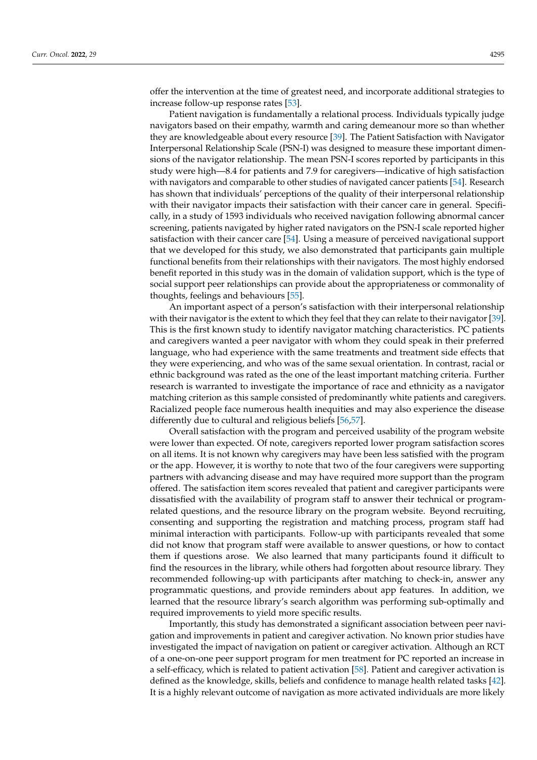offer the intervention at the time of greatest need, and incorporate additional strategies to increase follow-up response rates [53].

Patient navigation is fundamentally a relational process. Individuals typically judge navigators based on their empathy, warmth and caring demeanour more so than whether they are knowledgeable about every resource [39]. The Patient Satisfaction with Navigator Interpersonal Relationship Scale (PSN-I) was designed to measure these important dimensions of the navigator relationship. The mean PSN-I scores reported by participants in this study were high—8.4 for patients and 7.9 for caregivers—indicative of high satisfaction with navigators and comparable to other studies of navigated cancer patients [54]. Research has shown that individuals' perceptions of the quality of their interpersonal relationship with their navigator impacts their satisfaction with their cancer care in general. Specifically, in a study of 1593 individuals who received navigation following abnormal cancer screening, patients navigated by higher rated navigators on the PSN-I scale reported higher satisfaction with their cancer care [54]. Using a measure of perceived navigational support that we developed for this study, we also demonstrated that participants gain multiple functional benefits from their relationships with their navigators. The most highly endorsed benefit reported in this study was in the domain of validation support, which is the type of social support peer relationships can provide about the appropriateness or commonality of thoughts, feelings and behaviours [55].

An important aspect of a person's satisfaction with their interpersonal relationship with their navigator is the extent to which they feel that they can relate to their navigator [39]. This is the first known study to identify navigator matching characteristics. PC patients and caregivers wanted a peer navigator with whom they could speak in their preferred language, who had experience with the same treatments and treatment side effects that they were experiencing, and who was of the same sexual orientation. In contrast, racial or ethnic background was rated as the one of the least important matching criteria. Further research is warranted to investigate the importance of race and ethnicity as a navigator matching criterion as this sample consisted of predominantly white patients and caregivers. Racialized people face numerous health inequities and may also experience the disease differently due to cultural and religious beliefs [56,57].

Overall satisfaction with the program and perceived usability of the program website were lower than expected. Of note, caregivers reported lower program satisfaction scores on all items. It is not known why caregivers may have been less satisfied with the program or the app. However, it is worthy to note that two of the four caregivers were supporting partners with advancing disease and may have required more support than the program offered. The satisfaction item scores revealed that patient and caregiver participants were dissatisfied with the availability of program staff to answer their technical or program-related questions, and the resource library on the program website. Beyond recruiting, consenting and supporting the registration and matching process, program staff had minimal interaction with participants. Follow-up with participants revealed that some did not know that program staff were available to answer questions, or how to contact them if questions arose. We also learned that many participants found it difficult to find the resources in the library, while others had forgotten about resource library. They recommended following-up with participants after matching to check-in, answer any programmatic questions, and provide reminders about app features. In addition, we learned that the resource library's search algorithm was performing sub-optimally and required improvements to yield more specific results.

Importantly, this study has demonstrated a significant association between peer navigation and improvements in patient and caregiver activation. No known prior studies have investigated the impact of navigation on patient or caregiver activation. Although an RCT of a one-on-one peer support program for men treatment for PC reported an increase in a self-efficacy, which is related to patient activation [58]. Patient and caregiver activation is defined as the knowledge, skills, beliefs and confidence to manage health related tasks [42]. It is a highly relevant outcome of navigation as more activated individuals are more likely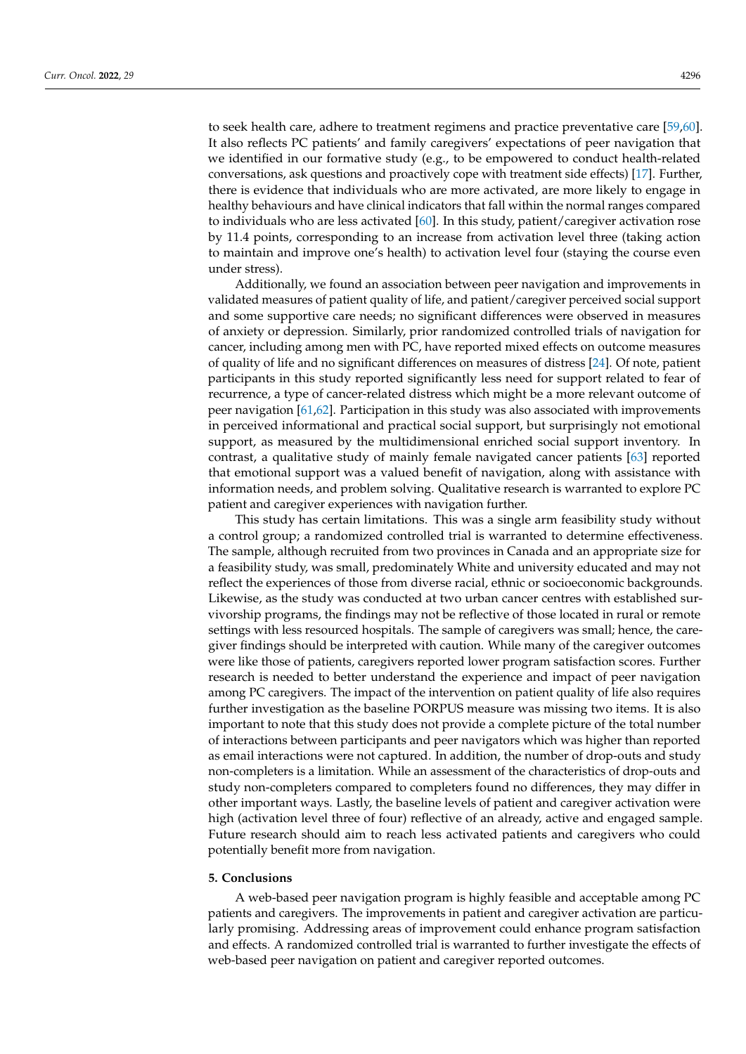to seek health care, adhere to treatment regimens and practice preventative care [59,60]. It also reflects PC patients' and family caregivers' expectations of peer navigation that we identified in our formative study (e.g., to be empowered to conduct health-related conversations, ask questions and proactively cope with treatment side effects) [17]. Further, there is evidence that individuals who are more activated, are more likely to engage in healthy behaviours and have clinical indicators that fall within the normal ranges compared to individuals who are less activated [60]. In this study, patient/caregiver activation rose by 11.4 points, corresponding to an increase from activation level three (taking action to maintain and improve one's health) to activation level four (staying the course even under stress).

Additionally, we found an association between peer navigation and improvements in validated measures of patient quality of life, and patient/caregiver perceived social support and some supportive care needs; no significant differences were observed in measures of anxiety or depression. Similarly, prior randomized controlled trials of navigation for cancer, including among men with PC, have reported mixed effects on outcome measures of quality of life and no significant differences on measures of distress [24]. Of note, patient participants in this study reported significantly less need for support related to fear of recurrence, a type of cancer-related distress which might be a more relevant outcome of peer navigation [61,62]. Participation in this study was also associated with improvements in perceived informational and practical social support, but surprisingly not emotional support, as measured by the multidimensional enriched social support inventory. In contrast, a qualitative study of mainly female navigated cancer patients [63] reported that emotional support was a valued benefit of navigation, along with assistance with information needs, and problem solving. Qualitative research is warranted to explore PC patient and caregiver experiences with navigation further.

This study has certain limitations. This was a single arm feasibility study without a control group; a randomized controlled trial is warranted to determine effectiveness. The sample, although recruited from two provinces in Canada and an appropriate size for a feasibility study, was small, predominately White and university educated and may not reflect the experiences of those from diverse racial, ethnic or socioeconomic backgrounds. Likewise, as the study was conducted at two urban cancer centres with established survivorship programs, the findings may not be reflective of those located in rural or remote settings with less resourced hospitals. The sample of caregivers was small; hence, the caregiver findings should be interpreted with caution. While many of the caregiver outcomes were like those of patients, caregivers reported lower program satisfaction scores. Further research is needed to better understand the experience and impact of peer navigation among PC caregivers. The impact of the intervention on patient quality of life also requires further investigation as the baseline PORPUS measure was missing two items. It is also important to note that this study does not provide a complete picture of the total number of interactions between participants and peer navigators which was higher than reported as email interactions were not captured. In addition, the number of drop-outs and study non-completers is a limitation. While an assessment of the characteristics of drop-outs and study non-completers compared to completers found no differences, they may differ in other important ways. Lastly, the baseline levels of patient and caregiver activation were high (activation level three of four) reflective of an already, active and engaged sample. Future research should aim to reach less activated patients and caregivers who could potentially benefit more from navigation.

## 5. Conclusions

A web-based peer navigation program is highly feasible and acceptable among PC patients and caregivers. The improvements in patient and caregiver activation are particularly promising. Addressing areas of improvement could enhance program satisfaction and effects. A randomized controlled trial is warranted to further investigate the effects of web-based peer navigation on patient and caregiver reported outcomes.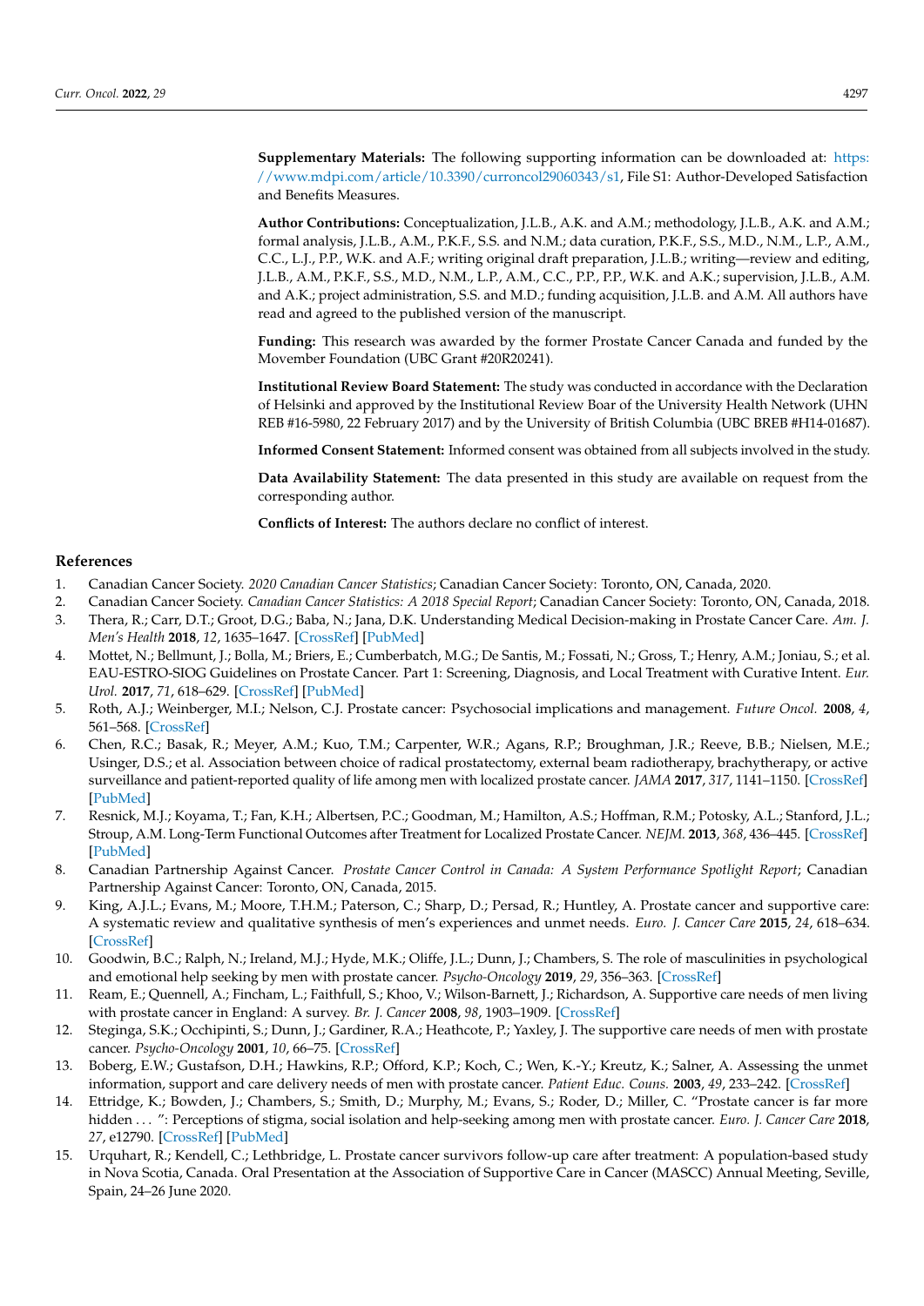**Supplementary Materials:** The following supporting information can be downloaded at: https://www.mdpi.com/article/10.3390/curroncol29060343/s1, File S1: Author-Developed Satisfaction and Benefits Measures.

**Author Contributions:** Conceptualization, J.L.B., A.K. and A.M.; methodology, J.L.B., A.K. and A.M.; formal analysis, J.L.B., A.M., P.K.F., S.S. and N.M.; data curation, P.K.F., S.S., M.D., N.M., L.P., A.M., C.C., L.J., P.P., W.K. and A.F.; writing original draft preparation, J.L.B.; writing—review and editing, J.L.B., A.M., P.K.F., S.S., M.D., N.M., L.P., A.M., C.C., P.P., P.P., W.K. and A.K.; supervision, J.L.B., A.M. and A.K.; project administration, S.S. and M.D.; funding acquisition, J.L.B. and A.M. All authors have read and agreed to the published version of the manuscript.

**Funding:** This research was awarded by the former Prostate Cancer Canada and funded by the Movember Foundation (UBC Grant #20R20241).

**Institutional Review Board Statement:** The study was conducted in accordance with the Declaration of Helsinki and approved by the Institutional Review Boar of the University Health Network (UHN REB #16-5980, 22 February 2017) and by the University of British Columbia (UBC BREB #H14-01687).

**Informed Consent Statement:** Informed consent was obtained from all subjects involved in the study.

**Data Availability Statement:** The data presented in this study are available on request from the corresponding author.

**Conflicts of Interest:** The authors declare no conflict of interest.

## References

1. Canadian Cancer Society. *2020 Canadian Cancer Statistics*; Canadian Cancer Society: Toronto, ON, Canada, 2020.
2. Canadian Cancer Society. *Canadian Cancer Statistics: A 2018 Special Report*; Canadian Cancer Society: Toronto, ON, Canada, 2018.
3. Thera, R.; Carr, D.T.; Groot, D.G.; Baba, N.; Jana, D.K. Understanding Medical Decision-making in Prostate Cancer Care. *Am. J. Men's Health* **2018**, *12*, 1635–1647. [CrossRef] [PubMed]
4. Mottet, N.; Bellmunt, J.; Bolla, M.; Briers, E.; Cumberbatch, M.G.; De Santis, M.; Fossati, N.; Gross, T.; Henry, A.M.; Joniau, S.; et al. EAU-ESTRO-SIOG Guidelines on Prostate Cancer. Part 1: Screening, Diagnosis, and Local Treatment with Curative Intent. *Eur. Urol.* **2017**, *71*, 618–629. [CrossRef] [PubMed]
5. Roth, A.J.; Weinberger, M.I.; Nelson, C.J. Prostate cancer: Psychosocial implications and management. *Future Oncol.* **2008**, *4*, 561–568. [CrossRef]
6. Chen, R.C.; Basak, R.; Meyer, A.M.; Kuo, T.M.; Carpenter, W.R.; Agans, R.P.; Broughman, J.R.; Reeve, B.B.; Nielsen, M.E.; Usinger, D.S.; et al. Association between choice of radical prostatectomy, external beam radiotherapy, brachytherapy, or active surveillance and patient-reported quality of life among men with localized prostate cancer. *JAMA* **2017**, *317*, 1141–1150. [CrossRef] [PubMed]
7. Resnick, M.J.; Koyama, T.; Fan, K.H.; Albertsen, P.C.; Goodman, M.; Hamilton, A.S.; Hoffman, R.M.; Potosky, A.L.; Stanford, J.L.; Stroup, A.M. Long-Term Functional Outcomes after Treatment for Localized Prostate Cancer. *NEJM.* **2013**, *368*, 436–445. [CrossRef] [PubMed]
8. Canadian Partnership Against Cancer. *Prostate Cancer Control in Canada: A System Performance Spotlight Report*; Canadian Partnership Against Cancer: Toronto, ON, Canada, 2015.
9. King, A.J.L.; Evans, M.; Moore, T.H.M.; Paterson, C.; Sharp, D.; Persad, R.; Huntley, A. Prostate cancer and supportive care: A systematic review and qualitative synthesis of men's experiences and unmet needs. *Euro. J. Cancer Care* **2015**, *24*, 618–634. [CrossRef]
10. Goodwin, B.C.; Ralph, N.; Ireland, M.J.; Hyde, M.K.; Oliffe, J.L.; Dunn, J.; Chambers, S. The role of masculinities in psychological and emotional help seeking by men with prostate cancer. *Psycho-Oncology* **2019**, *29*, 356–363. [CrossRef]
11. Ream, E.; Quennell, A.; Fincham, L.; Faithfull, S.; Khoo, V.; Wilson-Barnett, J.; Richardson, A. Supportive care needs of men living with prostate cancer in England: A survey. *Br. J. Cancer* **2008**, *98*, 1903–1909. [CrossRef]
12. Steginga, S.K.; Occhipinti, S.; Dunn, J.; Gardiner, R.A.; Heathcote, P.; Yaxley, J. The supportive care needs of men with prostate cancer. *Psycho-Oncology* **2001**, *10*, 66–75. [CrossRef]
13. Boberg, E.W.; Gustafson, D.H.; Hawkins, R.P.; Offord, K.P.; Koch, C.; Wen, K.-Y.; Kreutz, K.; Salner, A. Assessing the unmet information, support and care delivery needs of men with prostate cancer. *Patient Educ. Couns.* **2003**, *49*, 233–242. [CrossRef]
14. Ettridge, K.; Bowden, J.; Chambers, S.; Smith, D.; Murphy, M.; Evans, S.; Roder, D.; Miller, C. "Prostate cancer is far more hidden . . . ": Perceptions of stigma, social isolation and help-seeking among men with prostate cancer. *Euro. J. Cancer Care* **2018**, *27*, e12790. [CrossRef] [PubMed]
15. Urquhart, R.; Kendell, C.; Lethbridge, L. Prostate cancer survivors follow-up care after treatment: A population-based study in Nova Scotia, Canada. Oral Presentation at the Association of Supportive Care in Cancer (MASCC) Annual Meeting, Seville, Spain, 24–26 June 2020.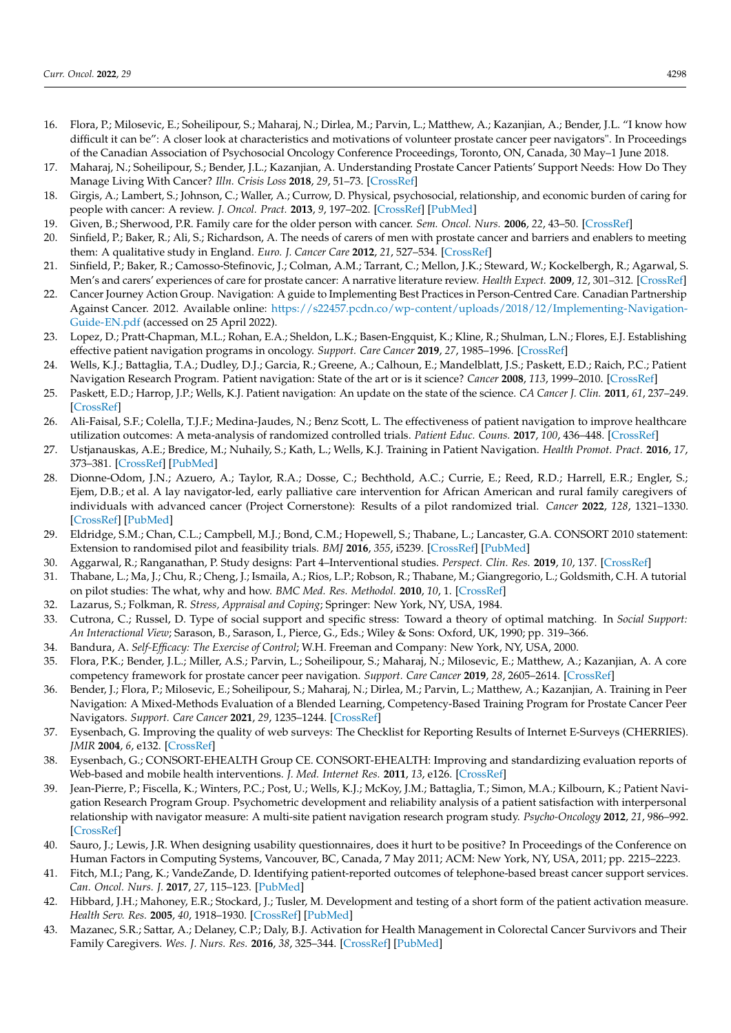16. Flora, P.; Milosevic, E.; Soheilipour, S.; Maharaj, N.; Dirlea, M.; Parvin, L.; Matthew, A.; Kazanjian, A.; Bender, J.L. "I know how difficult it can be": A closer look at characteristics and motivations of volunteer prostate cancer peer navigators". In Proceedings of the Canadian Association of Psychosocial Oncology Conference Proceedings, Toronto, ON, Canada, 30 May–1 June 2018.
17. Maharaj, N.; Soheilipour, S.; Bender, J.L.; Kazanjian, A. Understanding Prostate Cancer Patients' Support Needs: How Do They Manage Living With Cancer? *Illn. Crisis Loss* **2018**, *29*, 51–73. [CrossRef]
18. Girgis, A.; Lambert, S.; Johnson, C.; Waller, A.; Currow, D. Physical, psychosocial, relationship, and economic burden of caring for people with cancer: A review. *J. Oncol. Pract.* **2013**, *9*, 197–202. [CrossRef] [PubMed]
19. Given, B.; Sherwood, P.R. Family care for the older person with cancer. *Sem. Oncol. Nurs.* **2006**, *22*, 43–50. [CrossRef]
20. Sinfield, P.; Baker, R.; Ali, S.; Richardson, A. The needs of carers of men with prostate cancer and barriers and enablers to meeting them: A qualitative study in England. *Euro. J. Cancer Care* **2012**, *21*, 527–534. [CrossRef]
21. Sinfield, P.; Baker, R.; Camosso-Stefinovic, J.; Colman, A.M.; Tarrant, C.; Mellon, J.K.; Steward, W.; Kockelbergh, R.; Agarwal, S. Men's and carers' experiences of care for prostate cancer: A narrative literature review. *Health Expect.* **2009**, *12*, 301–312. [CrossRef]
22. Cancer Journey Action Group. Navigation: A guide to Implementing Best Practices in Person-Centred Care. Canadian Partnership Against Cancer. 2012. Available online: https://s22457.pcdn.co/wp-content/uploads/2018/12/Implementing-Navigation-Guide-EN.pdf (accessed on 25 April 2022).
23. Lopez, D.; Pratt-Chapman, M.L.; Rohan, E.A.; Sheldon, L.K.; Basen-Engquist, K.; Kline, R.; Shulman, L.N.; Flores, E.J. Establishing effective patient navigation programs in oncology. *Support. Care Cancer* **2019**, *27*, 1985–1996. [CrossRef]
24. Wells, K.J.; Battaglia, T.A.; Dudley, D.J.; Garcia, R.; Greene, A.; Calhoun, E.; Mandelblatt, J.S.; Paskett, E.D.; Raich, P.C.; Patient Navigation Research Program. Patient navigation: State of the art or is it science? *Cancer* **2008**, *113*, 1999–2010. [CrossRef]
25. Paskett, E.D.; Harrop, J.P.; Wells, K.J. Patient navigation: An update on the state of the science. *CA Cancer J. Clin.* **2011**, *61*, 237–249. [CrossRef]
26. Ali-Faisal, S.F.; Colella, T.J.F.; Medina-Jaudes, N.; Benz Scott, L. The effectiveness of patient navigation to improve healthcare utilization outcomes: A meta-analysis of randomized controlled trials. *Patient Educ. Couns.* **2017**, *100*, 436–448. [CrossRef]
27. Ustjanauskas, A.E.; Bredice, M.; Nuhaily, S.; Kath, L.; Wells, K.J. Training in Patient Navigation. *Health Promot. Pract.* **2016**, *17*, 373–381. [CrossRef] [PubMed]
28. Dionne-Odom, J.N.; Azuero, A.; Taylor, R.A.; Dosse, C.; Bechthold, A.C.; Currie, E.; Reed, R.D.; Harrell, E.R.; Engler, S.; Ejem, D.B.; et al. A lay navigator-led, early palliative care intervention for African American and rural family caregivers of individuals with advanced cancer (Project Cornerstone): Results of a pilot randomized trial. *Cancer* **2022**, *128*, 1321–1330. [CrossRef] [PubMed]
29. Eldridge, S.M.; Chan, C.L.; Campbell, M.J.; Bond, C.M.; Hopewell, S.; Thabane, L.; Lancaster, G.A. CONSORT 2010 statement: Extension to randomised pilot and feasibility trials. *BMJ* **2016**, *355*, i5239. [CrossRef] [PubMed]
30. Aggarwal, R.; Ranganathan, P. Study designs: Part 4–Interventional studies. *Perspect. Clin. Res.* **2019**, *10*, 137. [CrossRef]
31. Thabane, L.; Ma, J.; Chu, R.; Cheng, J.; Ismaila, A.; Rios, L.P.; Robson, R.; Thabane, M.; Giangregorio, L.; Goldsmith, C.H. A tutorial on pilot studies: The what, why and how. *BMC Med. Res. Methodol.* **2010**, *10*, 1. [CrossRef]
32. Lazarus, S.; Folkman, R. *Stress, Appraisal and Coping*; Springer: New York, NY, USA, 1984.
33. Cutrona, C.; Russel, D. Type of social support and specific stress: Toward a theory of optimal matching. In *Social Support: An Interactional View*; Sarason, B., Sarason, I., Pierce, G., Eds.; Wiley & Sons: Oxford, UK, 1990; pp. 319–366.
34. Bandura, A. *Self-Efficacy: The Exercise of Control*; W.H. Freeman and Company: New York, NY, USA, 2000.
35. Flora, P.K.; Bender, J.L.; Miller, A.S.; Parvin, L.; Soheilipour, S.; Maharaj, N.; Milosevic, E.; Matthew, A.; Kazanjian, A. A core competency framework for prostate cancer peer navigation. *Support. Care Cancer* **2019**, *28*, 2605–2614. [CrossRef]
36. Bender, J.; Flora, P.; Milosevic, E.; Soheilipour, S.; Maharaj, N.; Dirlea, M.; Parvin, L.; Matthew, A.; Kazanjian, A. Training in Peer Navigation: A Mixed-Methods Evaluation of a Blended Learning, Competency-Based Training Program for Prostate Cancer Peer Navigators. *Support. Care Cancer* **2021**, *29*, 1235–1244. [CrossRef]
37. Eysenbach, G. Improving the quality of web surveys: The Checklist for Reporting Results of Internet E-Surveys (CHERRIES). *JMIR* **2004**, *6*, e132. [CrossRef]
38. Eysenbach, G.; CONSORT-EHEALTH Group CE. CONSORT-EHEALTH: Improving and standardizing evaluation reports of Web-based and mobile health interventions. *J. Med. Internet Res.* **2011**, *13*, e126. [CrossRef]
39. Jean-Pierre, P.; Fiscella, K.; Winters, P.C.; Post, U.; Wells, K.J.; McKoy, J.M.; Battaglia, T.; Simon, M.A.; Kilbourn, K.; Patient Navigation Research Program Group. Psychometric development and reliability analysis of a patient satisfaction with interpersonal relationship with navigator measure: A multi-site patient navigation research program study. *Psycho-Oncology* **2012**, *21*, 986–992. [CrossRef]
40. Sauro, J.; Lewis, J.R. When designing usability questionnaires, does it hurt to be positive? In Proceedings of the Conference on Human Factors in Computing Systems, Vancouver, BC, Canada, 7 May 2011; ACM: New York, NY, USA, 2011; pp. 2215–2223.
41. Fitch, M.I.; Pang, K.; VandeZande, D. Identifying patient-reported outcomes of telephone-based breast cancer support services. *Can. Oncol. Nurs. J.* **2017**, *27*, 115–123. [PubMed]
42. Hibbard, J.H.; Mahoney, E.R.; Stockard, J.; Tusler, M. Development and testing of a short form of the patient activation measure. *Health Serv. Res.* **2005**, *40*, 1918–1930. [CrossRef] [PubMed]
43. Mazanec, S.R.; Sattar, A.; Delaney, C.P.; Daly, B.J. Activation for Health Management in Colorectal Cancer Survivors and Their Family Caregivers. *Wes. J. Nurs. Res.* **2016**, *38*, 325–344. [CrossRef] [PubMed]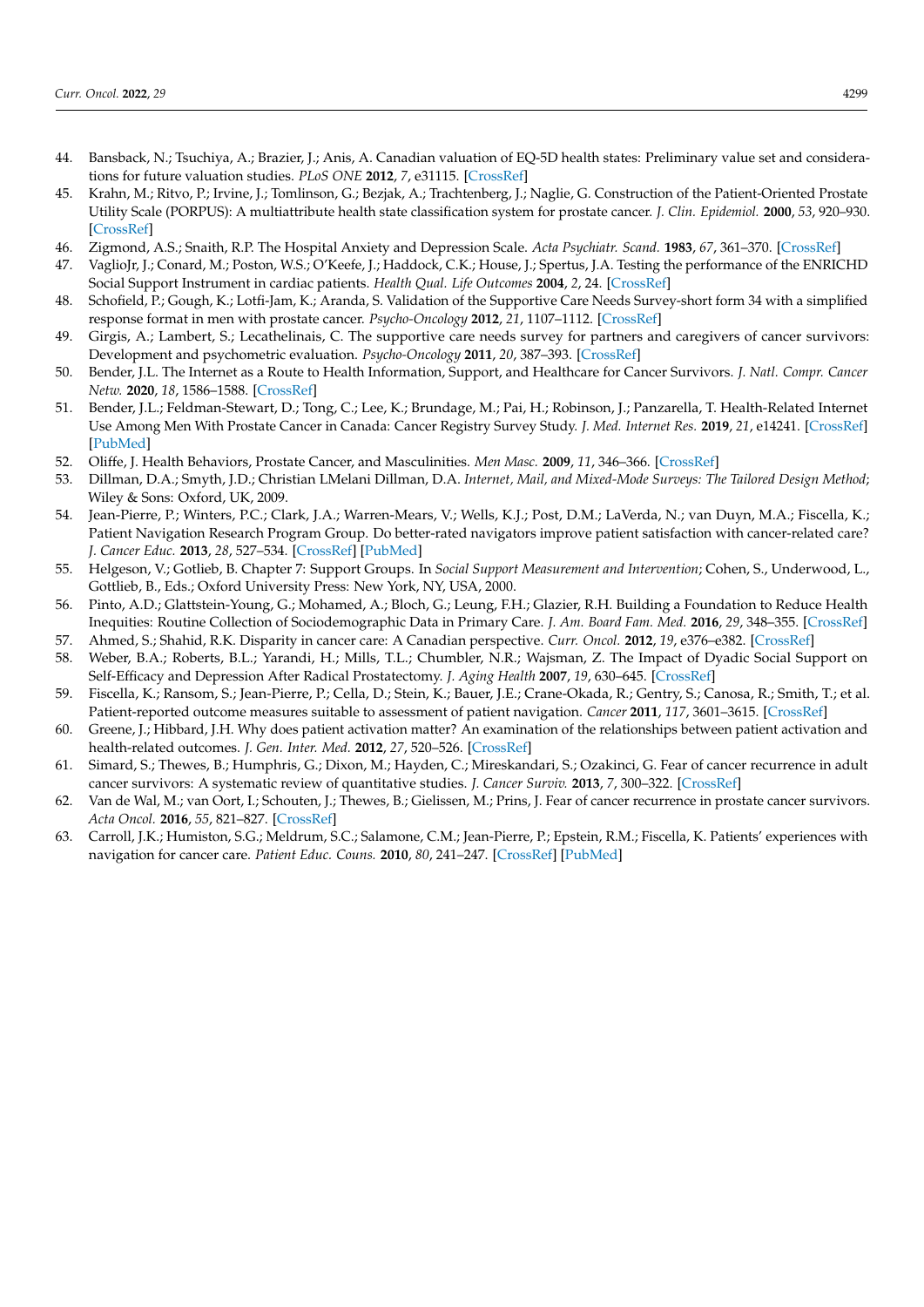44. Bansback, N.; Tsuchiya, A.; Brazier, J.; Anis, A. Canadian valuation of EQ-5D health states: Preliminary value set and considerations for future valuation studies. *PLoS ONE* **2012**, *7*, e31115. [CrossRef]
45. Krahn, M.; Ritvo, P.; Irvine, J.; Tomlinson, G.; Bezjak, A.; Trachtenberg, J.; Naglie, G. Construction of the Patient-Oriented Prostate Utility Scale (PORPUS): A multiattribute health state classification system for prostate cancer. *J. Clin. Epidemiol.* **2000**, *53*, 920–930. [CrossRef]
46. Zigmond, A.S.; Snaith, R.P. The Hospital Anxiety and Depression Scale. *Acta Psychiatr. Scand.* **1983**, *67*, 361–370. [CrossRef]
47. VaglioJr, J.; Conard, M.; Poston, W.S.; O'Keefe, J.; Haddock, C.K.; House, J.; Spertus, J.A. Testing the performance of the ENRICHD Social Support Instrument in cardiac patients. *Health Qual. Life Outcomes* **2004**, *2*, 24. [CrossRef]
48. Schofield, P.; Gough, K.; Lotfi-Jam, K.; Aranda, S. Validation of the Supportive Care Needs Survey-short form 34 with a simplified response format in men with prostate cancer. *Psycho-Oncology* **2012**, *21*, 1107–1112. [CrossRef]
49. Girgis, A.; Lambert, S.; Lecathelinais, C. The supportive care needs survey for partners and caregivers of cancer survivors: Development and psychometric evaluation. *Psycho-Oncology* **2011**, *20*, 387–393. [CrossRef]
50. Bender, J.L. The Internet as a Route to Health Information, Support, and Healthcare for Cancer Survivors. *J. Natl. Compr. Cancer Netw.* **2020**, *18*, 1586–1588. [CrossRef]
51. Bender, J.L.; Feldman-Stewart, D.; Tong, C.; Lee, K.; Brundage, M.; Pai, H.; Robinson, J.; Panzarella, T. Health-Related Internet Use Among Men With Prostate Cancer in Canada: Cancer Registry Survey Study. *J. Med. Internet Res.* **2019**, *21*, e14241. [CrossRef] [PubMed]
52. Oliffe, J. Health Behaviors, Prostate Cancer, and Masculinities. *Men Masc.* **2009**, *11*, 346–366. [CrossRef]
53. Dillman, D.A.; Smyth, J.D.; Christian LMelani Dillman, D.A. *Internet, Mail, and Mixed-Mode Surveys: The Tailored Design Method*; Wiley & Sons: Oxford, UK, 2009.
54. Jean-Pierre, P.; Winters, P.C.; Clark, J.A.; Warren-Mears, V.; Wells, K.J.; Post, D.M.; LaVerda, N.; van Duyn, M.A.; Fiscella, K.; Patient Navigation Research Program Group. Do better-rated navigators improve patient satisfaction with cancer-related care? *J. Cancer Educ.* **2013**, *28*, 527–534. [CrossRef] [PubMed]
55. Helgeson, V.; Gotlieb, B. Chapter 7: Support Groups. In *Social Support Measurement and Intervention*; Cohen, S., Underwood, L., Gottlieb, B., Eds.; Oxford University Press: New York, NY, USA, 2000.
56. Pinto, A.D.; Glattstein-Young, G.; Mohamed, A.; Bloch, G.; Leung, F.H.; Glazier, R.H. Building a Foundation to Reduce Health Inequities: Routine Collection of Sociodemographic Data in Primary Care. *J. Am. Board Fam. Med.* **2016**, *29*, 348–355. [CrossRef]
57. Ahmed, S.; Shahid, R.K. Disparity in cancer care: A Canadian perspective. *Curr. Oncol.* **2012**, *19*, e376–e382. [CrossRef]
58. Weber, B.A.; Roberts, B.L.; Yarandi, H.; Mills, T.L.; Chumbler, N.R.; Wajsman, Z. The Impact of Dyadic Social Support on Self-Efficacy and Depression After Radical Prostatectomy. *J. Aging Health* **2007**, *19*, 630–645. [CrossRef]
59. Fiscella, K.; Ransom, S.; Jean-Pierre, P.; Cella, D.; Stein, K.; Bauer, J.E.; Crane-Okada, R.; Gentry, S.; Canosa, R.; Smith, T.; et al. Patient-reported outcome measures suitable to assessment of patient navigation. *Cancer* **2011**, *117*, 3601–3615. [CrossRef]
60. Greene, J.; Hibbard, J.H. Why does patient activation matter? An examination of the relationships between patient activation and health-related outcomes. *J. Gen. Inter. Med.* **2012**, *27*, 520–526. [CrossRef]
61. Simard, S.; Thewes, B.; Humphris, G.; Dixon, M.; Hayden, C.; Mireskandari, S.; Ozakinci, G. Fear of cancer recurrence in adult cancer survivors: A systematic review of quantitative studies. *J. Cancer Surviv.* **2013**, *7*, 300–322. [CrossRef]
62. Van de Wal, M.; van Oort, I.; Schouten, J.; Thewes, B.; Gielissen, M.; Prins, J. Fear of cancer recurrence in prostate cancer survivors. *Acta Oncol.* **2016**, *55*, 821–827. [CrossRef]
63. Carroll, J.K.; Humiston, S.G.; Meldrum, S.C.; Salamone, C.M.; Jean-Pierre, P.; Epstein, R.M.; Fiscella, K. Patients' experiences with navigation for cancer care. *Patient Educ. Couns.* **2010**, *80*, 241–247. [CrossRef] [PubMed]